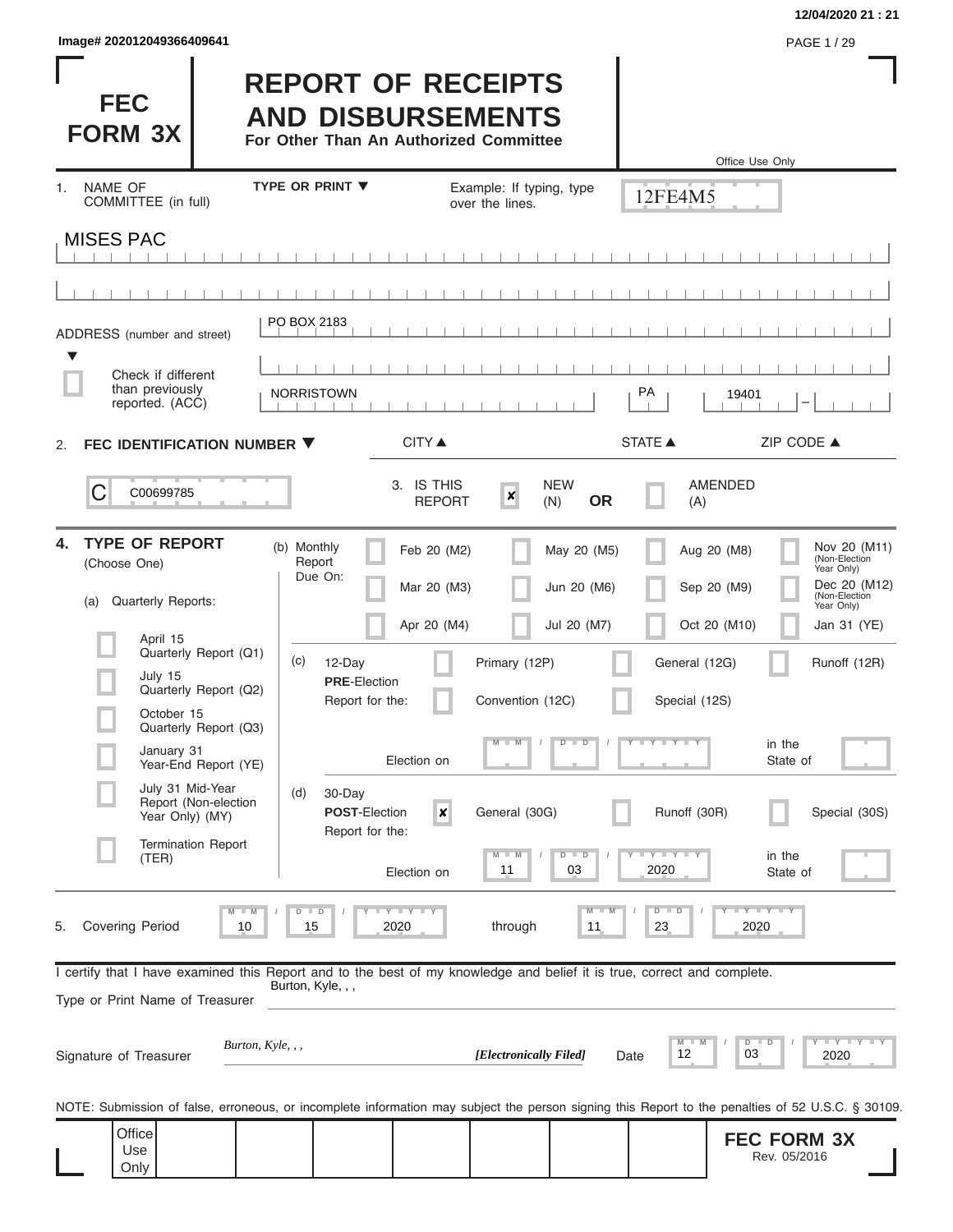12/04/2020 21 : 21

Image# 202012049366409641

# FEC FORM 3X

# REPORT OF RECEIPTS AND DISBURSEMENTS

**For Other Than An Authorized Committee**

Office Use Only

12FE4M5

1. NAME OF COMMITTEE (in full) — TYPE OR PRINT ▼ — Example: If typing, type over the lines.

MISES PAC

ADDRESS (number and street)

PO BOX 2183

Check if different than previously reported. (ACC)

NORRISTOWN | PA | 19401

CITY ▲ | STATE ▲ | ZIP CODE ▲

2. **FEC IDENTIFICATION NUMBER** ▼

C00699785

3. IS THIS REPORT: [x] NEW (N) **OR** [ ] AMENDED (A)

4. **TYPE OF REPORT** (Choose One)

(a) Quarterly Reports:

- [ ] April 15 Quarterly Report (Q1)
- [ ] July 15 Quarterly Report (Q2)
- [ ] October 15 Quarterly Report (Q3)
- [ ] January 31 Year-End Report (YE)
- [ ] July 31 Mid-Year Report (Non-election Year Only) (MY)
- [ ] Termination Report (TER)

(b) Monthly Report Due On:

- [ ] Feb 20 (M2)
- [ ] Mar 20 (M3)
- [ ] Apr 20 (M4)
- [ ] May 20 (M5)
- [ ] Jun 20 (M6)
- [ ] Jul 20 (M7)
- [ ] Aug 20 (M8)
- [ ] Sep 20 (M9)
- [ ] Oct 20 (M10)
- [ ] Nov 20 (M11) (Non-Election Year Only)
- [ ] Dec 20 (M12) (Non-Election Year Only)
- [ ] Jan 31 (YE)

(c) 12-Day **PRE**-Election Report for the:

- [ ] Primary (12P)
- [ ] General (12G)
- [ ] Runoff (12R)
- [ ] Convention (12C)
- [ ] Special (12S)

Election on __/__/____ in the State of ____

(d) 30-Day **POST**-Election Report for the:

- [x] General (30G)
- [ ] Runoff (30R)
- [ ] Special (30S)

Election on 11 / 03 / 2020 in the State of ____

5. Covering Period 10 / 15 / 2020 through 11 / 23 / 2020

I certify that I have examined this Report and to the best of my knowledge and belief it is true, correct and complete.

Type or Print Name of Treasurer: Burton, Kyle, , ,

Signature of Treasurer: *Burton, Kyle, , ,* *[Electronically Filed]* Date 12 / 03 / 2020

NOTE: Submission of false, erroneous, or incomplete information may subject the person signing this Report to the penalties of 52 U.S.C. § 30109.

Office Use Only

**FEC FORM 3X**
Rev. 05/2016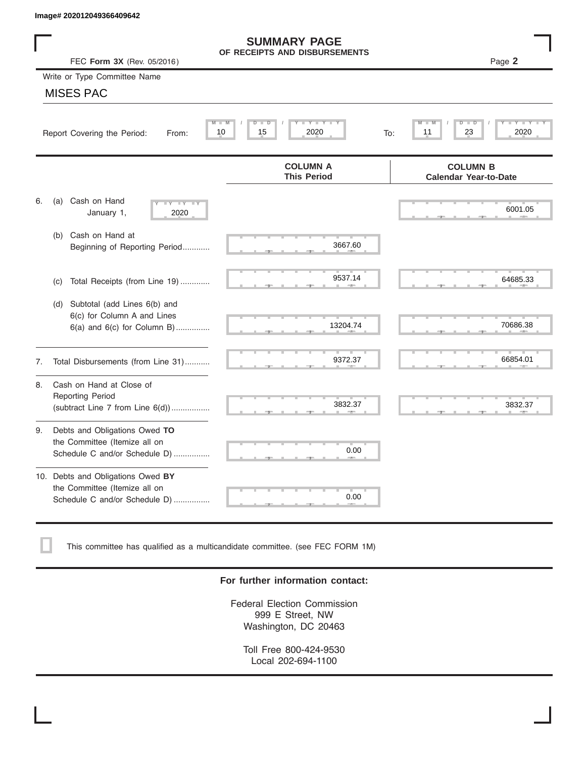Image# 202012049366409642

# SUMMARY PAGE
## OF RECEIPTS AND DISBURSEMENTS

FEC **Form 3X** (Rev. 05/2016)

Page **2**

Write or Type Committee Name

MISES PAC

Report Covering the Period: From: 10 / 15 / 2020 To: 11 / 23 / 2020

| | COLUMN A This Period | COLUMN B Calendar Year-to-Date |
|---|---|---|
| 6. (a) Cash on Hand January 1, 2020 | | 6001.05 |
| (b) Cash on Hand at Beginning of Reporting Period........... | 3667.60 | |
| (c) Total Receipts (from Line 19)............. | 9537.14 | 64685.33 |
| (d) Subtotal (add Lines 6(b) and 6(c) for Column A and Lines 6(a) and 6(c) for Column B)............... | 13204.74 | 70686.38 |
| 7. Total Disbursements (from Line 31)........... | 9372.37 | 66854.01 |
| 8. Cash on Hand at Close of Reporting Period (subtract Line 7 from Line 6(d)).................. | 3832.37 | 3832.37 |
| 9. Debts and Obligations Owed **TO** the Committee (Itemize all on Schedule C and/or Schedule D)................ | 0.00 | |
| 10. Debts and Obligations Owed **BY** the Committee (Itemize all on Schedule C and/or Schedule D)................ | 0.00 | |

☐ This committee has qualified as a multicandidate committee. (see FEC FORM 1M)

**For further information contact:**

Federal Election Commission
999 E Street, NW
Washington, DC 20463

Toll Free 800-424-9530
Local 202-694-1100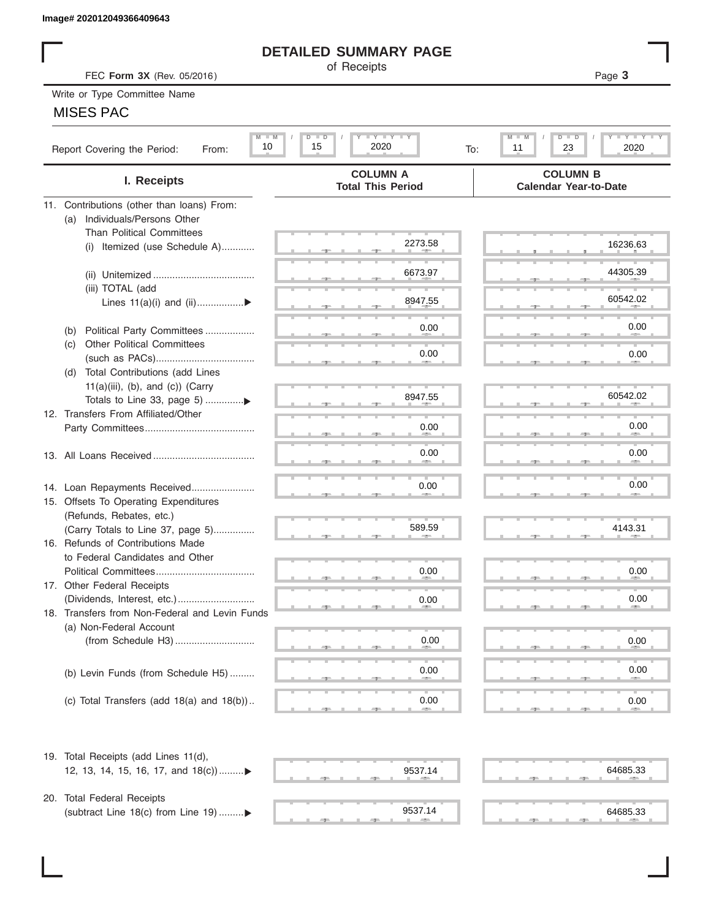Image# 202012049366409643

# DETAILED SUMMARY PAGE

of Receipts

FEC **Form 3X** (Rev. 05/2016)

Write or Type Committee Name

MISES PAC

Report Covering the Period: From: 10 / 15 / 2020 To: 11 / 23 / 2020

| I. Receipts | COLUMN A Total This Period | COLUMN B Calendar Year-to-Date |
|---|---|---|
| 11. Contributions (other than loans) From: | | |
| (a) Individuals/Persons Other Than Political Committees | | |
| (i) Itemized (use Schedule A) | 2273.58 | 16236.63 |
| (ii) Unitemized | 6673.97 | 44305.39 |
| (iii) TOTAL (add Lines 11(a)(i) and (ii) ▶ | 8947.55 | 60542.02 |
| (b) Political Party Committees | 0.00 | 0.00 |
| (c) Other Political Committees (such as PACs) | 0.00 | 0.00 |
| (d) Total Contributions (add Lines 11(a)(iii), (b), and (c)) (Carry Totals to Line 33, page 5) ▶ | 8947.55 | 60542.02 |
| 12. Transfers From Affiliated/Other Party Committees | 0.00 | 0.00 |
| 13. All Loans Received | 0.00 | 0.00 |
| 14. Loan Repayments Received | 0.00 | 0.00 |
| 15. Offsets To Operating Expenditures (Refunds, Rebates, etc.) (Carry Totals to Line 37, page 5) | 589.59 | 4143.31 |
| 16. Refunds of Contributions Made to Federal Candidates and Other Political Committees | 0.00 | 0.00 |
| 17. Other Federal Receipts (Dividends, Interest, etc.) | 0.00 | 0.00 |
| 18. Transfers from Non-Federal and Levin Funds | | |
| (a) Non-Federal Account (from Schedule H3) | 0.00 | 0.00 |
| (b) Levin Funds (from Schedule H5) | 0.00 | 0.00 |
| (c) Total Transfers (add 18(a) and 18(b)) | 0.00 | 0.00 |
| 19. Total Receipts (add Lines 11(d), 12, 13, 14, 15, 16, 17, and 18(c)) ▶ | 9537.14 | 64685.33 |
| 20. Total Federal Receipts (subtract Line 18(c) from Line 19) ▶ | 9537.14 | 64685.33 |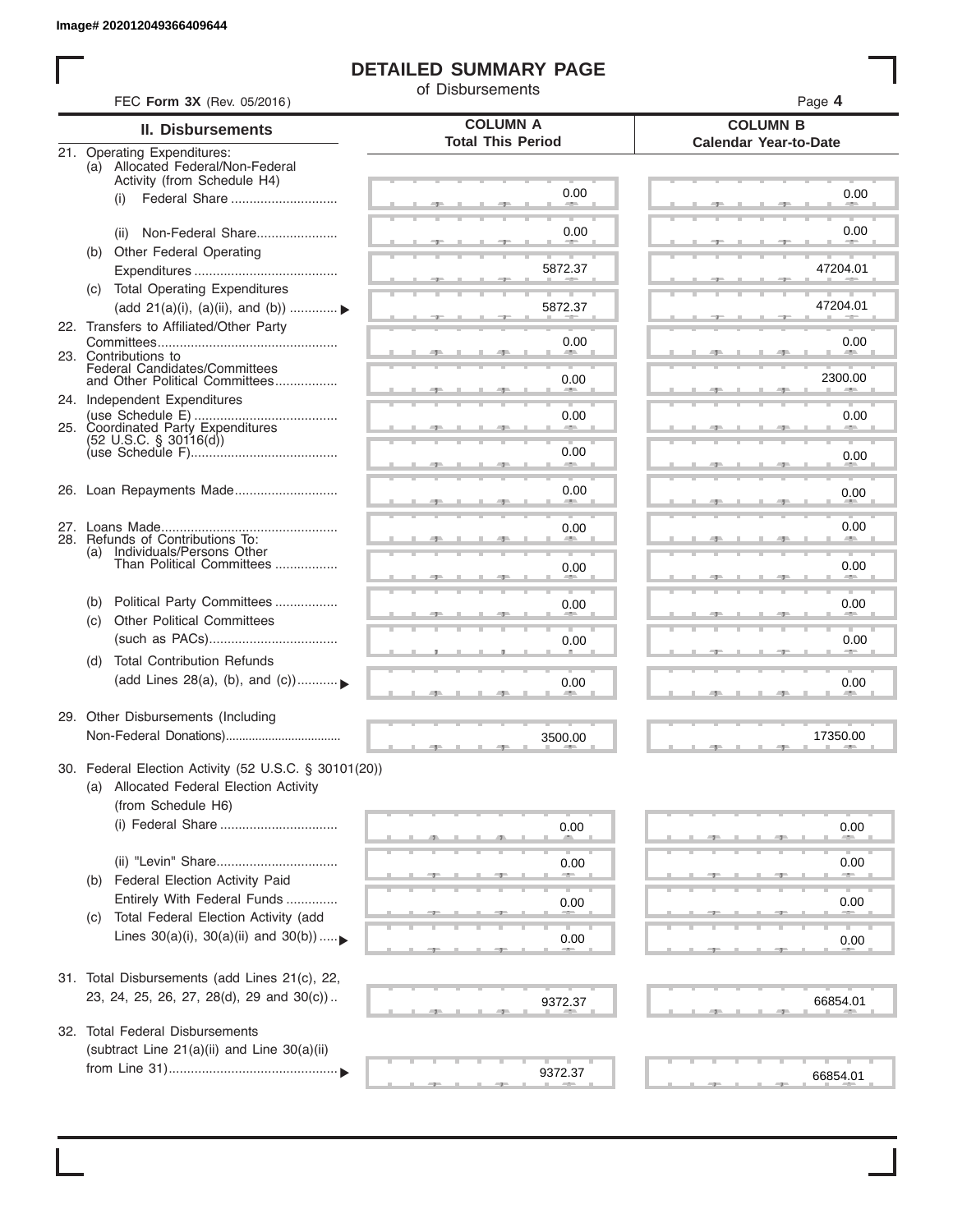Image# 202012049366409644

# DETAILED SUMMARY PAGE

of Disbursements

FEC **Form 3X** (Rev. 05/2016)

| II. Disbursements | COLUMN A Total This Period | COLUMN B Calendar Year-to-Date |
|---|---|---|
| 21. Operating Expenditures: | | |
| (a) Allocated Federal/Non-Federal Activity (from Schedule H4) | | |
| (i) Federal Share | 0.00 | 0.00 |
| (ii) Non-Federal Share | 0.00 | 0.00 |
| (b) Other Federal Operating Expenditures | 5872.37 | 47204.01 |
| (c) Total Operating Expenditures (add 21(a)(i), (a)(ii), and (b)) | 5872.37 | 47204.01 |
| 22. Transfers to Affiliated/Other Party Committees | 0.00 | 0.00 |
| 23. Contributions to Federal Candidates/Committees and Other Political Committees | 0.00 | 2300.00 |
| 24. Independent Expenditures (use Schedule E) | 0.00 | 0.00 |
| 25. Coordinated Party Expenditures (52 U.S.C. § 30116(d)) (use Schedule F) | 0.00 | 0.00 |
| 26. Loan Repayments Made | 0.00 | 0.00 |
| 27. Loans Made | 0.00 | 0.00 |
| 28. Refunds of Contributions To: | | |
| (a) Individuals/Persons Other Than Political Committees | 0.00 | 0.00 |
| (b) Political Party Committees | 0.00 | 0.00 |
| (c) Other Political Committees (such as PACs) | 0.00 | 0.00 |
| (d) Total Contribution Refunds (add Lines 28(a), (b), and (c)) | 0.00 | 0.00 |
| 29. Other Disbursements (Including Non-Federal Donations) | 3500.00 | 17350.00 |
| 30. Federal Election Activity (52 U.S.C. § 30101(20)) | | |
| (a) Allocated Federal Election Activity (from Schedule H6) | | |
| (i) Federal Share | 0.00 | 0.00 |
| (ii) "Levin" Share | 0.00 | 0.00 |
| (b) Federal Election Activity Paid Entirely With Federal Funds | 0.00 | 0.00 |
| (c) Total Federal Election Activity (add Lines 30(a)(i), 30(a)(ii) and 30(b)) | 0.00 | 0.00 |
| 31. Total Disbursements (add Lines 21(c), 22, 23, 24, 25, 26, 27, 28(d), 29 and 30(c)) | 9372.37 | 66854.01 |
| 32. Total Federal Disbursements (subtract Line 21(a)(ii) and Line 30(a)(ii) from Line 31) | 9372.37 | 66854.01 |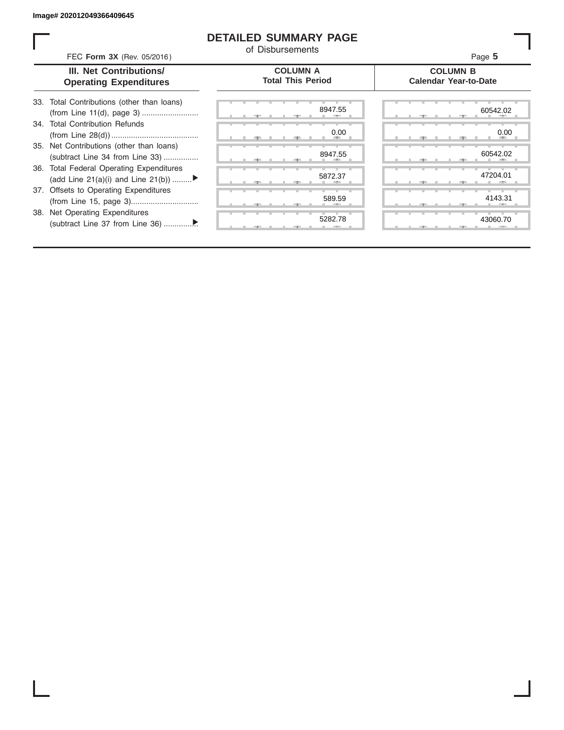Image# 202012049366409645

# DETAILED SUMMARY PAGE

of Disbursements

FEC **Form 3X** (Rev. 05/2016)

| III. Net Contributions/ Operating Expenditures | COLUMN A Total This Period | COLUMN B Calendar Year-to-Date |
|---|---|---|
| 33. Total Contributions (other than loans) (from Line 11(d), page 3) .......................... | 8947.55 | 60542.02 |
| 34. Total Contribution Refunds (from Line 28(d)) ........................................ | 0.00 | 0.00 |
| 35. Net Contributions (other than loans) (subtract Line 34 from Line 33) ................ | 8947.55 | 60542.02 |
| 36. Total Federal Operating Expenditures (add Line 21(a)(i) and Line 21(b)) .........▶ | 5872.37 | 47204.01 |
| 37. Offsets to Operating Expenditures (from Line 15, page 3)............................... | 589.59 | 4143.31 |
| 38. Net Operating Expenditures (subtract Line 37 from Line 36) ...............▶ | 5282.78 | 43060.70 |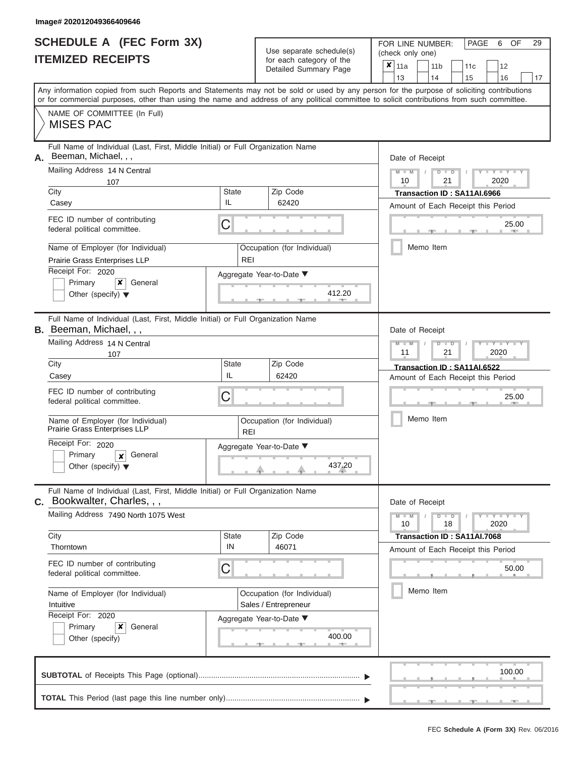Image# 202012049366409646

# SCHEDULE A (FEC Form 3X)
## ITEMIZED RECEIPTS

Use separate schedule(s) for each category of the Detailed Summary Page

FOR LINE NUMBER: (check only one)

- [x] 11a
- [ ] 11b
- [ ] 11c
- [ ] 12
- [ ] 13
- [ ] 14
- [ ] 15
- [ ] 16
- [ ] 17

PAGE 6 OF 29

Any information copied from such Reports and Statements may not be sold or used by any person for the purpose of soliciting contributions or for commercial purposes, other than using the name and address of any political committee to solicit contributions from such committee.

NAME OF COMMITTEE (In Full)
MISES PAC

---

**A.** Full Name of Individual (Last, First, Middle Initial) or Full Organization Name: Beeman, Michael, , ,

Mailing Address: 14 N Central
107

City: Casey | State: IL | Zip Code: 62420

FEC ID number of contributing federal political committee: C

Name of Employer (for Individual): Prairie Grass Enterprises LLP

Occupation (for Individual): REI

Receipt For: 2020
- [ ] Primary
- [x] General
- [ ] Other (specify)

Aggregate Year-to-Date: 412.20

Date of Receipt: 10 / 21 / 2020

Transaction ID : SA11AI.6966

Amount of Each Receipt this Period: 25.00

- [ ] Memo Item

---

**B.** Full Name of Individual (Last, First, Middle Initial) or Full Organization Name: Beeman, Michael, , ,

Mailing Address: 14 N Central
107

City: Casey | State: IL | Zip Code: 62420

FEC ID number of contributing federal political committee: C

Name of Employer (for Individual): Prairie Grass Enterprises LLP

Occupation (for Individual): REI

Receipt For: 2020
- [ ] Primary
- [x] General
- [ ] Other (specify)

Aggregate Year-to-Date: 437.20

Date of Receipt: 11 / 21 / 2020

Transaction ID : SA11AI.6522

Amount of Each Receipt this Period: 25.00

- [ ] Memo Item

---

**C.** Full Name of Individual (Last, First, Middle Initial) or Full Organization Name: Bookwalter, Charles, , ,

Mailing Address: 7490 North 1075 West

City: Thorntown | State: IN | Zip Code: 46071

FEC ID number of contributing federal political committee: C

Name of Employer (for Individual): Intuitive

Occupation (for Individual): Sales / Entrepreneur

Receipt For: 2020
- [ ] Primary
- [x] General
- [ ] Other (specify)

Aggregate Year-to-Date: 400.00

Date of Receipt: 10 / 18 / 2020

Transaction ID : SA11AI.7068

Amount of Each Receipt this Period: 50.00

- [ ] Memo Item

---

**SUBTOTAL** of Receipts This Page (optional): 100.00

**TOTAL** This Period (last page this line number only):

FEC Schedule A (Form 3X) Rev. 06/2016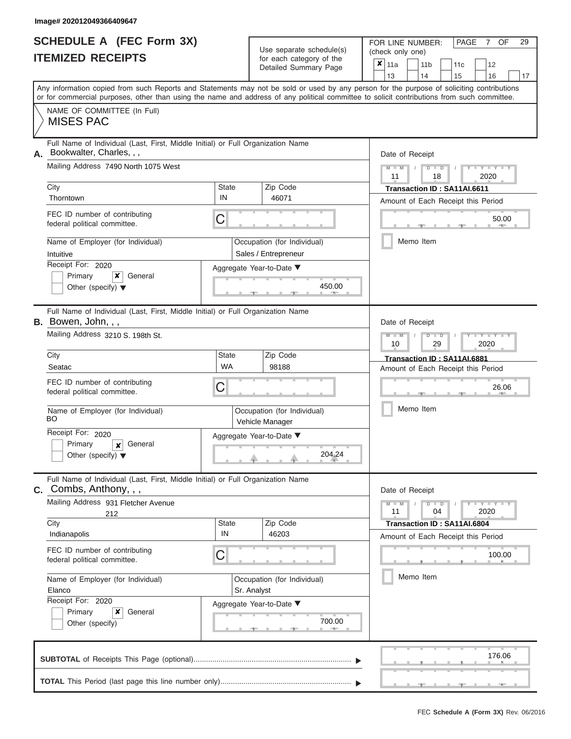Image# 202012049366409647

# SCHEDULE A (FEC Form 3X)
## ITEMIZED RECEIPTS

Use separate schedule(s) for each category of the Detailed Summary Page

FOR LINE NUMBER: (check only one)

| | | | | | | | |
|---|---|---|---|---|---|---|---|
| ✘ | 11a | | 11b | | 11c | | 12 |
| | 13 | | 14 | | 15 | | 16 | 17 |

Any information copied from such Reports and Statements may not be sold or used by any person for the purpose of soliciting contributions or for commercial purposes, other than using the name and address of any political committee to solicit contributions from such committee.

NAME OF COMMITTEE (In Full)
MISES PAC

---

**A.** Full Name of Individual (Last, First, Middle Initial) or Full Organization Name
Bookwalter, Charles, , ,

Mailing Address: 7490 North 1075 West

City: Thorntown | State: IN | Zip Code: 46071

FEC ID number of contributing federal political committee: C

Name of Employer (for Individual): Intuitive
Occupation (for Individual): Sales / Entrepreneur

Receipt For: 2020
Primary [ ] General [✘]
Other (specify) [ ]

Aggregate Year-to-Date: 450.00

Date of Receipt: 11 / 18 / 2020
Transaction ID : SA11AI.6611
Amount of Each Receipt this Period: 50.00
Memo Item [ ]

---

**B.** Full Name of Individual (Last, First, Middle Initial) or Full Organization Name
Bowen, John, , ,

Mailing Address: 3210 S. 198th St.

City: Seatac | State: WA | Zip Code: 98188

FEC ID number of contributing federal political committee: C

Name of Employer (for Individual): BO
Occupation (for Individual): Vehicle Manager

Receipt For: 2020
Primary [ ] General [✘]
Other (specify) [ ]

Aggregate Year-to-Date: 204.24

Date of Receipt: 10 / 29 / 2020
Transaction ID : SA11AI.6881
Amount of Each Receipt this Period: 26.06
Memo Item [ ]

---

**C.** Full Name of Individual (Last, First, Middle Initial) or Full Organization Name
Combs, Anthony, , ,

Mailing Address: 931 Fletcher Avenue
212

City: Indianapolis | State: IN | Zip Code: 46203

FEC ID number of contributing federal political committee: C

Name of Employer (for Individual): Elanco
Occupation (for Individual): Sr. Analyst

Receipt For: 2020
Primary [ ] General [✘]
Other (specify) [ ]

Aggregate Year-to-Date: 700.00

Date of Receipt: 11 / 04 / 2020
Transaction ID : SA11AI.6804
Amount of Each Receipt this Period: 100.00
Memo Item [ ]

---

**SUBTOTAL** of Receipts This Page (optional): 176.06

**TOTAL** This Period (last page this line number only):

FEC Schedule A (Form 3X) Rev. 06/2016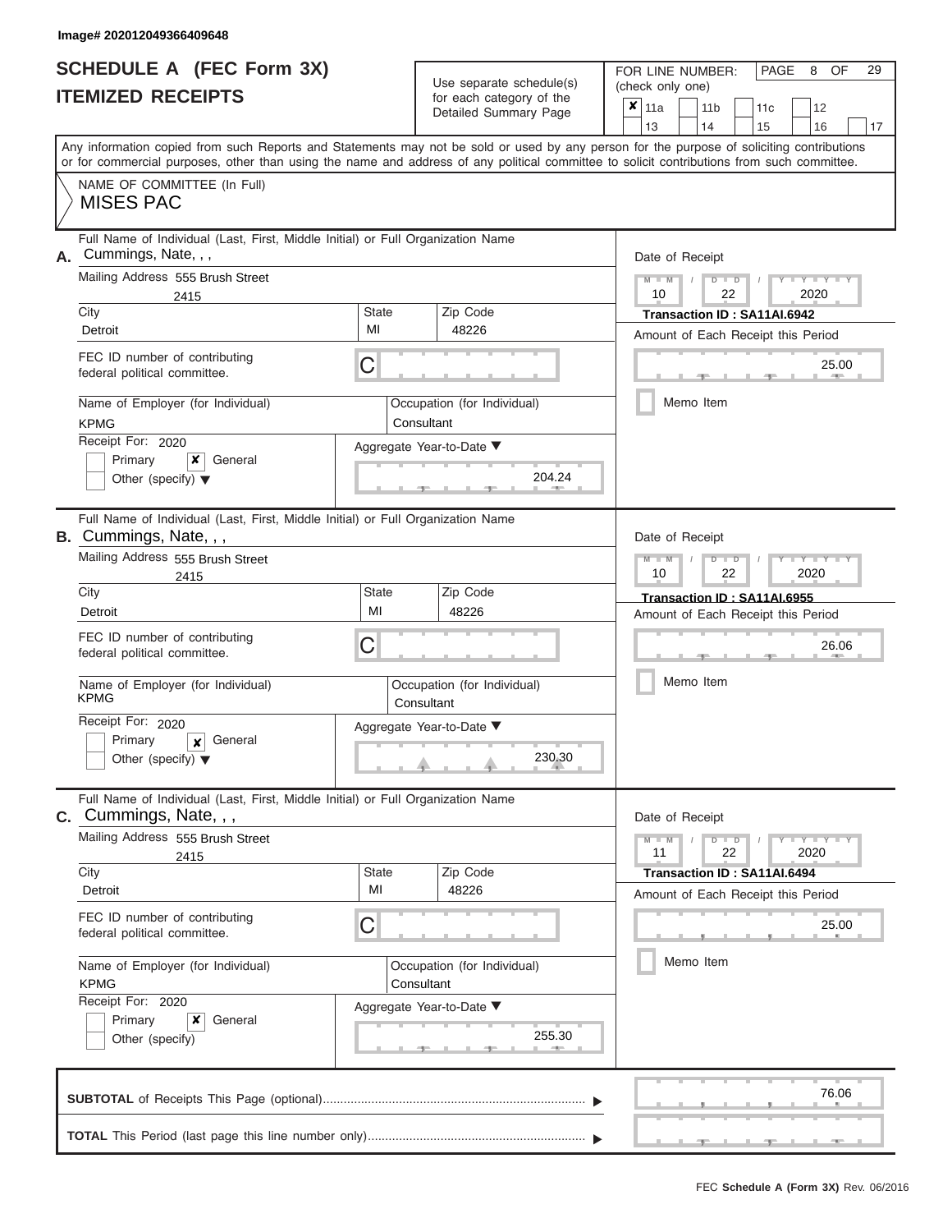Image# 202012049366409648

# SCHEDULE A (FEC Form 3X)
## ITEMIZED RECEIPTS

Use separate schedule(s) for each category of the Detailed Summary Page

FOR LINE NUMBER: (check only one)

☒ 11a ☐ 11b ☐ 11c ☐ 12 ☐ 13 ☐ 14 ☐ 15 ☐ 16 ☐ 17

PAGE 8 OF 29

Any information copied from such Reports and Statements may not be sold or used by any person for the purpose of soliciting contributions or for commercial purposes, other than using the name and address of any political committee to solicit contributions from such committee.

NAME OF COMMITTEE (In Full)
MISES PAC

---

**A.** Full Name of Individual (Last, First, Middle Initial) or Full Organization Name: Cummings, Nate, , ,

Mailing Address: 555 Brush Street, 2415

City: Detroit | State: MI | Zip Code: 48226

FEC ID number of contributing federal political committee: C

Name of Employer (for Individual): KPMG

Occupation (for Individual): Consultant

Receipt For: 2020 — ☐ Primary ☒ General ☐ Other (specify)

Aggregate Year-to-Date: 204.24

Date of Receipt: 10 / 22 / 2020

Transaction ID : SA11AI.6942

Amount of Each Receipt this Period: 25.00

☐ Memo Item

---

**B.** Full Name of Individual (Last, First, Middle Initial) or Full Organization Name: Cummings, Nate, , ,

Mailing Address: 555 Brush Street, 2415

City: Detroit | State: MI | Zip Code: 48226

FEC ID number of contributing federal political committee: C

Name of Employer (for Individual): KPMG

Occupation (for Individual): Consultant

Receipt For: 2020 — ☐ Primary ☒ General ☐ Other (specify)

Aggregate Year-to-Date: 230.30

Date of Receipt: 10 / 22 / 2020

Transaction ID : SA11AI.6955

Amount of Each Receipt this Period: 26.06

☐ Memo Item

---

**C.** Full Name of Individual (Last, First, Middle Initial) or Full Organization Name: Cummings, Nate, , ,

Mailing Address: 555 Brush Street, 2415

City: Detroit | State: MI | Zip Code: 48226

FEC ID number of contributing federal political committee: C

Name of Employer (for Individual): KPMG

Occupation (for Individual): Consultant

Receipt For: 2020 — ☐ Primary ☒ General ☐ Other (specify)

Aggregate Year-to-Date: 255.30

Date of Receipt: 11 / 22 / 2020

Transaction ID : SA11AI.6494

Amount of Each Receipt this Period: 25.00

☐ Memo Item

---

**SUBTOTAL** of Receipts This Page (optional): 76.06

**TOTAL** This Period (last page this line number only):

FEC Schedule A (Form 3X) Rev. 06/2016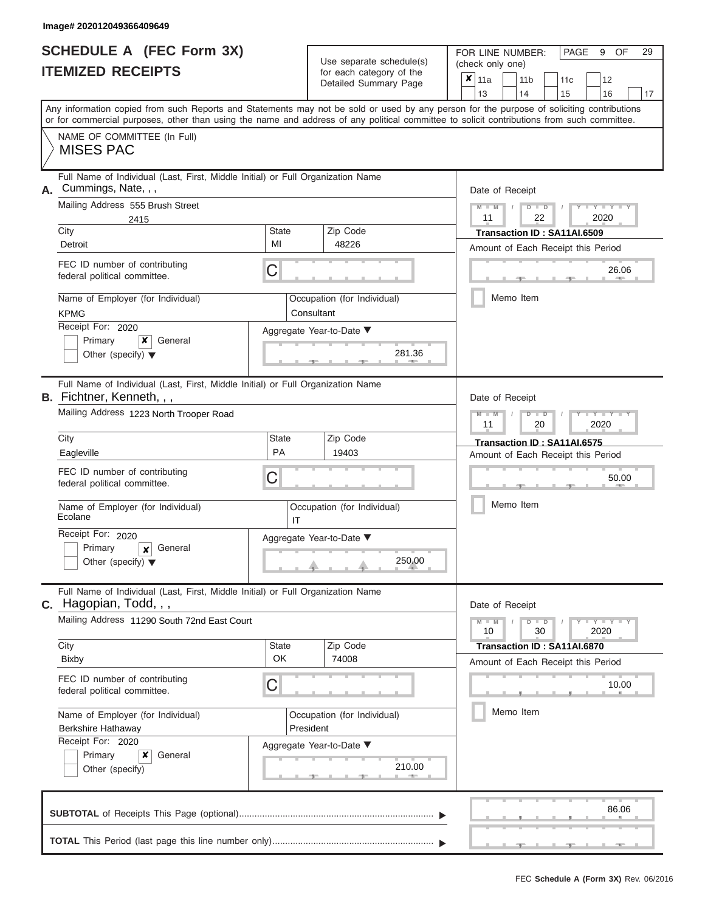Image# 202012049366409649

# SCHEDULE A (FEC Form 3X) ITEMIZED RECEIPTS

Use separate schedule(s) for each category of the Detailed Summary Page

FOR LINE NUMBER: (check only one)

- [x] 11a
- [ ] 11b
- [ ] 11c
- [ ] 12
- [ ] 13
- [ ] 14
- [ ] 15
- [ ] 16
- [ ] 17

Any information copied from such Reports and Statements may not be sold or used by any person for the purpose of soliciting contributions or for commercial purposes, other than using the name and address of any political committee to solicit contributions from such committee.

NAME OF COMMITTEE (In Full)

MISES PAC

---

**A.** Full Name of Individual (Last, First, Middle Initial) or Full Organization Name: Cummings, Nate, , ,

Mailing Address: 555 Brush Street 2415

City: Detroit | State: MI | Zip Code: 48226

FEC ID number of contributing federal political committee: C

Name of Employer (for Individual): KPMG

Occupation (for Individual): Consultant

Receipt For: 2020 — [ ] Primary [x] General [ ] Other (specify)

Aggregate Year-to-Date: 281.36

Date of Receipt: 11 / 22 / 2020

Transaction ID : SA11AI.6509

Amount of Each Receipt this Period: 26.06

[ ] Memo Item

---

**B.** Full Name of Individual (Last, First, Middle Initial) or Full Organization Name: Fichtner, Kenneth, , ,

Mailing Address: 1223 North Trooper Road

City: Eagleville | State: PA | Zip Code: 19403

FEC ID number of contributing federal political committee: C

Name of Employer (for Individual): Ecolane

Occupation (for Individual): IT

Receipt For: 2020 — [ ] Primary [x] General [ ] Other (specify)

Aggregate Year-to-Date: 250.00

Date of Receipt: 11 / 20 / 2020

Transaction ID : SA11AI.6575

Amount of Each Receipt this Period: 50.00

[ ] Memo Item

---

**C.** Full Name of Individual (Last, First, Middle Initial) or Full Organization Name: Hagopian, Todd, , ,

Mailing Address: 11290 South 72nd East Court

City: Bixby | State: OK | Zip Code: 74008

FEC ID number of contributing federal political committee: C

Name of Employer (for Individual): Berkshire Hathaway

Occupation (for Individual): President

Receipt For: 2020 — [ ] Primary [x] General [ ] Other (specify)

Aggregate Year-to-Date: 210.00

Date of Receipt: 10 / 30 / 2020

Transaction ID : SA11AI.6870

Amount of Each Receipt this Period: 10.00

[ ] Memo Item

---

**SUBTOTAL** of Receipts This Page (optional): 86.06

**TOTAL** This Period (last page this line number only):

FEC Schedule A (Form 3X) Rev. 06/2016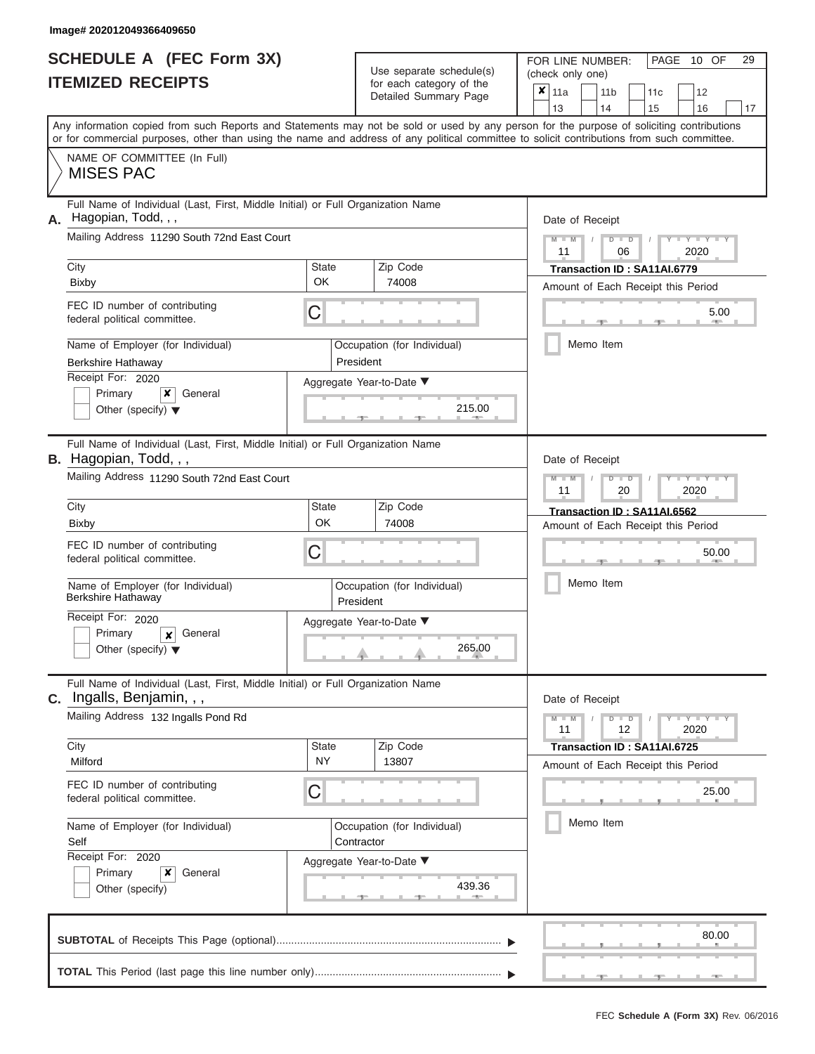Image# 202012049366409650

# SCHEDULE A (FEC Form 3X)
## ITEMIZED RECEIPTS

Use separate schedule(s) for each category of the Detailed Summary Page

FOR LINE NUMBER: (check only one)
- [x] 11a
- [ ] 11b
- [ ] 11c
- [ ] 12
- [ ] 13
- [ ] 14
- [ ] 15
- [ ] 16
- [ ] 17

PAGE 10 OF 29

Any information copied from such Reports and Statements may not be sold or used by any person for the purpose of soliciting contributions or for commercial purposes, other than using the name and address of any political committee to solicit contributions from such committee.

NAME OF COMMITTEE (In Full)
MISES PAC

---

**A.** Full Name of Individual (Last, First, Middle Initial) or Full Organization Name: Hagopian, Todd, , ,

Mailing Address: 11290 South 72nd East Court

City: Bixby | State: OK | Zip Code: 74008

FEC ID number of contributing federal political committee: C

Name of Employer (for Individual): Berkshire Hathaway

Occupation (for Individual): President

Receipt For: 2020 — Primary [ ] General [x] Other (specify) [ ]

Aggregate Year-to-Date: 215.00

Date of Receipt: 11 / 06 / 2020

Transaction ID : SA11AI.6779

Amount of Each Receipt this Period: 5.00

Memo Item [ ]

---

**B.** Full Name of Individual (Last, First, Middle Initial) or Full Organization Name: Hagopian, Todd, , ,

Mailing Address: 11290 South 72nd East Court

City: Bixby | State: OK | Zip Code: 74008

FEC ID number of contributing federal political committee: C

Name of Employer (for Individual): Berkshire Hathaway

Occupation (for Individual): President

Receipt For: 2020 — Primary [ ] General [x] Other (specify) [ ]

Aggregate Year-to-Date: 265.00

Date of Receipt: 11 / 20 / 2020

Transaction ID : SA11AI.6562

Amount of Each Receipt this Period: 50.00

Memo Item [ ]

---

**C.** Full Name of Individual (Last, First, Middle Initial) or Full Organization Name: Ingalls, Benjamin, , ,

Mailing Address: 132 Ingalls Pond Rd

City: Milford | State: NY | Zip Code: 13807

FEC ID number of contributing federal political committee: C

Name of Employer (for Individual): Self

Occupation (for Individual): Contractor

Receipt For: 2020 — Primary [ ] General [x] Other (specify) [ ]

Aggregate Year-to-Date: 439.36

Date of Receipt: 11 / 12 / 2020

Transaction ID : SA11AI.6725

Amount of Each Receipt this Period: 25.00

Memo Item [ ]

---

**SUBTOTAL** of Receipts This Page (optional): 80.00

**TOTAL** This Period (last page this line number only):

FEC Schedule A (Form 3X) Rev. 06/2016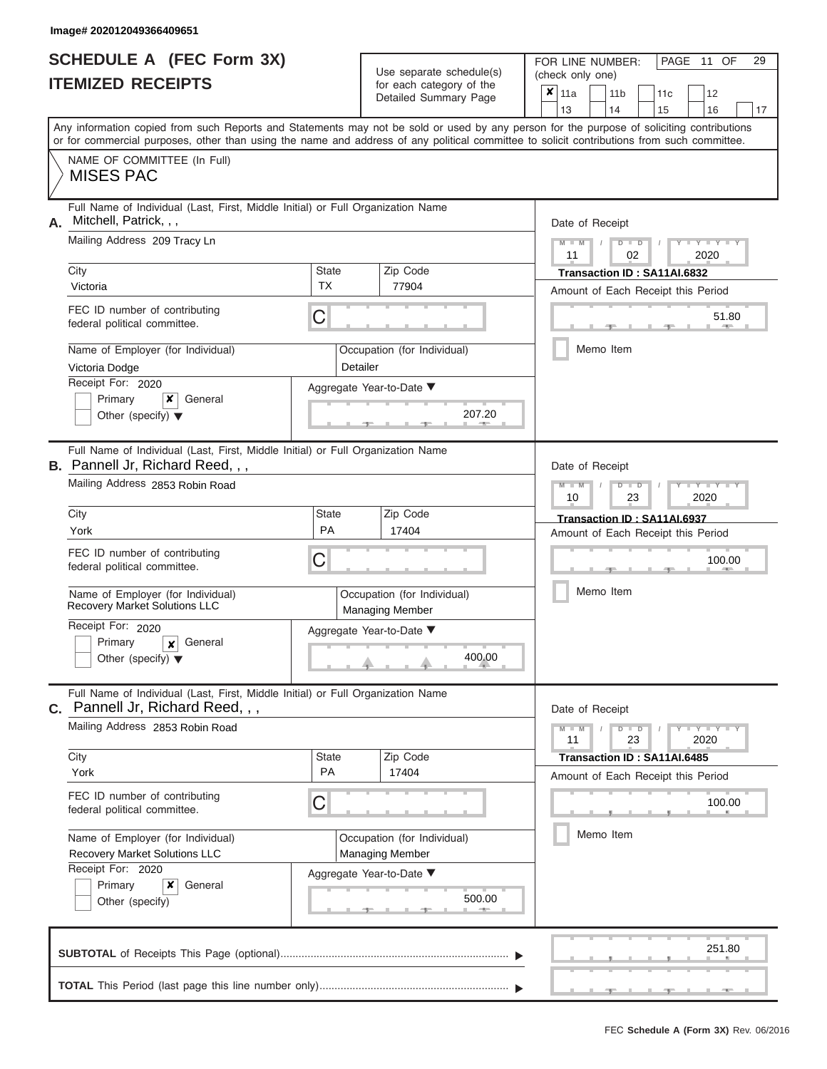Image# 202012049366409651

# SCHEDULE A (FEC Form 3X)
## ITEMIZED RECEIPTS

Use separate schedule(s) for each category of the Detailed Summary Page

FOR LINE NUMBER: (check only one)

- [x] 11a
- [ ] 11b
- [ ] 11c
- [ ] 12
- [ ] 13
- [ ] 14
- [ ] 15
- [ ] 16
- [ ] 17

PAGE 11 OF 29

Any information copied from such Reports and Statements may not be sold or used by any person for the purpose of soliciting contributions or for commercial purposes, other than using the name and address of any political committee to solicit contributions from such committee.

NAME OF COMMITTEE (In Full)
MISES PAC

---

**A.** Full Name of Individual (Last, First, Middle Initial) or Full Organization Name: Mitchell, Patrick, , ,

Mailing Address: 209 Tracy Ln

City: Victoria | State: TX | Zip Code: 77904

FEC ID number of contributing federal political committee: C

Name of Employer (for Individual): Victoria Dodge

Occupation (for Individual): Detailer

Receipt For: 2020
- [ ] Primary
- [x] General
- [ ] Other (specify)

Aggregate Year-to-Date: 207.20

Date of Receipt: 11 / 02 / 2020

Transaction ID : SA11AI.6832

Amount of Each Receipt this Period: 51.80

- [ ] Memo Item

---

**B.** Full Name of Individual (Last, First, Middle Initial) or Full Organization Name: Pannell Jr, Richard Reed, , ,

Mailing Address: 2853 Robin Road

City: York | State: PA | Zip Code: 17404

FEC ID number of contributing federal political committee: C

Name of Employer (for Individual): Recovery Market Solutions LLC

Occupation (for Individual): Managing Member

Receipt For: 2020
- [ ] Primary
- [x] General
- [ ] Other (specify)

Aggregate Year-to-Date: 400.00

Date of Receipt: 10 / 23 / 2020

Transaction ID : SA11AI.6937

Amount of Each Receipt this Period: 100.00

- [ ] Memo Item

---

**C.** Full Name of Individual (Last, First, Middle Initial) or Full Organization Name: Pannell Jr, Richard Reed, , ,

Mailing Address: 2853 Robin Road

City: York | State: PA | Zip Code: 17404

FEC ID number of contributing federal political committee: C

Name of Employer (for Individual): Recovery Market Solutions LLC

Occupation (for Individual): Managing Member

Receipt For: 2020
- [ ] Primary
- [x] General
- [ ] Other (specify)

Aggregate Year-to-Date: 500.00

Date of Receipt: 11 / 23 / 2020

Transaction ID : SA11AI.6485

Amount of Each Receipt this Period: 100.00

- [ ] Memo Item

---

**SUBTOTAL** of Receipts This Page (optional): 251.80

**TOTAL** This Period (last page this line number only):

FEC Schedule A (Form 3X) Rev. 06/2016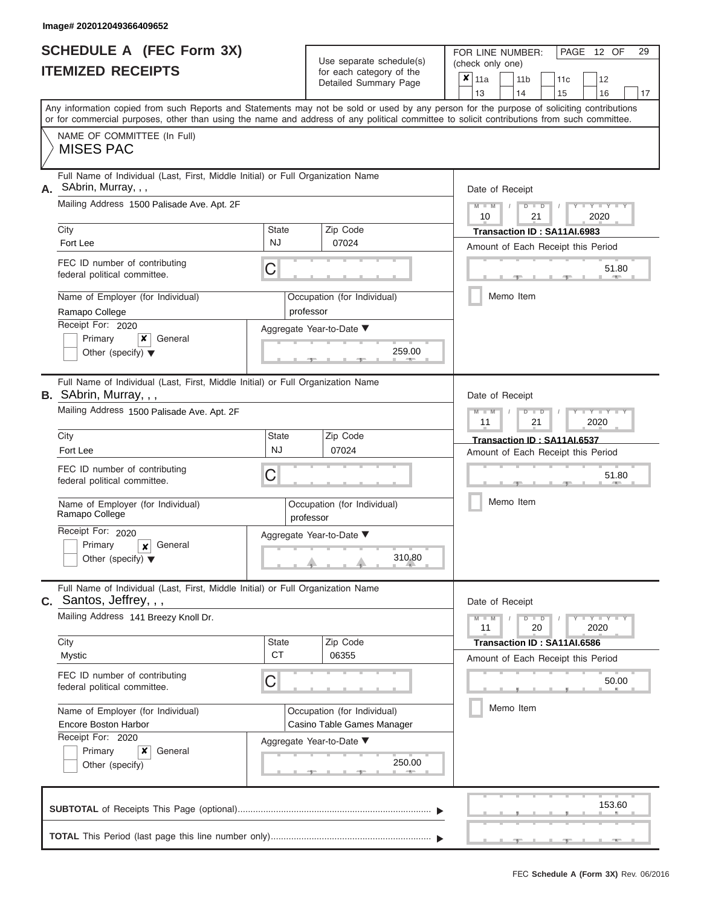Image# 202012049366409652

# SCHEDULE A (FEC Form 3X)
## ITEMIZED RECEIPTS

Use separate schedule(s) for each category of the Detailed Summary Page

FOR LINE NUMBER: (check only one)

- [x] 11a
- [ ] 11b
- [ ] 11c
- [ ] 12
- [ ] 13
- [ ] 14
- [ ] 15
- [ ] 16
- [ ] 17

PAGE 12 OF 29

Any information copied from such Reports and Statements may not be sold or used by any person for the purpose of soliciting contributions or for commercial purposes, other than using the name and address of any political committee to solicit contributions from such committee.

NAME OF COMMITTEE (In Full)
MISES PAC

---

**A.** Full Name of Individual (Last, First, Middle Initial) or Full Organization Name: SAbrin, Murray, , ,

Mailing Address: 1500 Palisade Ave. Apt. 2F

City: Fort Lee | State: NJ | Zip Code: 07024

FEC ID number of contributing federal political committee: C

Name of Employer (for Individual): Ramapo College

Occupation (for Individual): professor

Receipt For: 2020 — [ ] Primary [x] General [ ] Other (specify)

Aggregate Year-to-Date: 259.00

Date of Receipt: 10 / 21 / 2020

Transaction ID : SA11AI.6983

Amount of Each Receipt this Period: 51.80

[ ] Memo Item

---

**B.** Full Name of Individual (Last, First, Middle Initial) or Full Organization Name: SAbrin, Murray, , ,

Mailing Address: 1500 Palisade Ave. Apt. 2F

City: Fort Lee | State: NJ | Zip Code: 07024

FEC ID number of contributing federal political committee: C

Name of Employer (for Individual): Ramapo College

Occupation (for Individual): professor

Receipt For: 2020 — [ ] Primary [x] General [ ] Other (specify)

Aggregate Year-to-Date: 310.80

Date of Receipt: 11 / 21 / 2020

Transaction ID : SA11AI.6537

Amount of Each Receipt this Period: 51.80

[ ] Memo Item

---

**C.** Full Name of Individual (Last, First, Middle Initial) or Full Organization Name: Santos, Jeffrey, , ,

Mailing Address: 141 Breezy Knoll Dr.

City: Mystic | State: CT | Zip Code: 06355

FEC ID number of contributing federal political committee: C

Name of Employer (for Individual): Encore Boston Harbor

Occupation (for Individual): Casino Table Games Manager

Receipt For: 2020 — [ ] Primary [x] General [ ] Other (specify)

Aggregate Year-to-Date: 250.00

Date of Receipt: 11 / 20 / 2020

Transaction ID : SA11AI.6586

Amount of Each Receipt this Period: 50.00

[ ] Memo Item

---

**SUBTOTAL** of Receipts This Page (optional): 153.60

**TOTAL** This Period (last page this line number only):

FEC Schedule A (Form 3X) Rev. 06/2016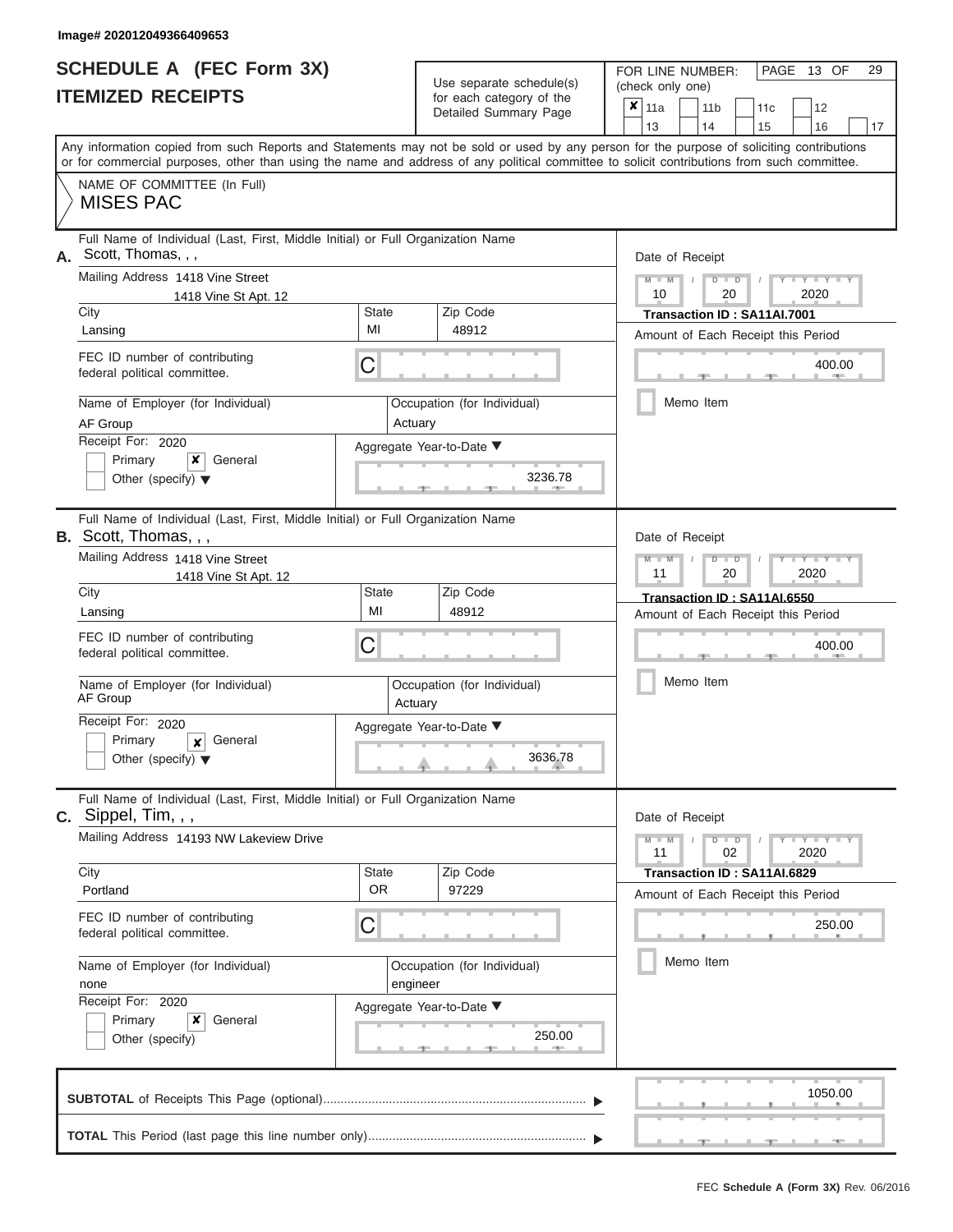Image# 202012049366409653

# SCHEDULE A (FEC Form 3X)
## ITEMIZED RECEIPTS

Use separate schedule(s) for each category of the Detailed Summary Page

FOR LINE NUMBER: (check only one)

| | | | | |
|---|---|---|---|---|
| ✘ 11a | 11b | 11c | 12 | |
| 13 | 14 | 15 | 16 | 17 |

PAGE 13 OF 29

Any information copied from such Reports and Statements may not be sold or used by any person for the purpose of soliciting contributions or for commercial purposes, other than using the name and address of any political committee to solicit contributions from such committee.

NAME OF COMMITTEE (In Full)
MISES PAC

---

**A.** Full Name of Individual (Last, First, Middle Initial) or Full Organization Name
Scott, Thomas, , ,

Mailing Address 1418 Vine Street
1418 Vine St Apt. 12

City: Lansing
State: MI
Zip Code: 48912

FEC ID number of contributing federal political committee. C

Name of Employer (for Individual): AF Group
Occupation (for Individual): Actuary

Receipt For: 2020
Primary ✘ General
Other (specify)

Aggregate Year-to-Date: 3236.78

Date of Receipt: 10 / 20 / 2020
Transaction ID : SA11AI.7001
Amount of Each Receipt this Period: 400.00

Memo Item

---

**B.** Full Name of Individual (Last, First, Middle Initial) or Full Organization Name
Scott, Thomas, , ,

Mailing Address 1418 Vine Street
1418 Vine St Apt. 12

City: Lansing
State: MI
Zip Code: 48912

FEC ID number of contributing federal political committee. C

Name of Employer (for Individual): AF Group
Occupation (for Individual): Actuary

Receipt For: 2020
Primary ✘ General
Other (specify)

Aggregate Year-to-Date: 3636.78

Date of Receipt: 11 / 20 / 2020
Transaction ID : SA11AI.6550
Amount of Each Receipt this Period: 400.00

Memo Item

---

**C.** Full Name of Individual (Last, First, Middle Initial) or Full Organization Name
Sippel, Tim, , ,

Mailing Address 14193 NW Lakeview Drive

City: Portland
State: OR
Zip Code: 97229

FEC ID number of contributing federal political committee. C

Name of Employer (for Individual): none
Occupation (for Individual): engineer

Receipt For: 2020
Primary ✘ General
Other (specify)

Aggregate Year-to-Date: 250.00

Date of Receipt: 11 / 02 / 2020
Transaction ID : SA11AI.6829
Amount of Each Receipt this Period: 250.00

Memo Item

---

**SUBTOTAL** of Receipts This Page (optional): 1050.00

**TOTAL** This Period (last page this line number only):

FEC **Schedule A (Form 3X)** Rev. 06/2016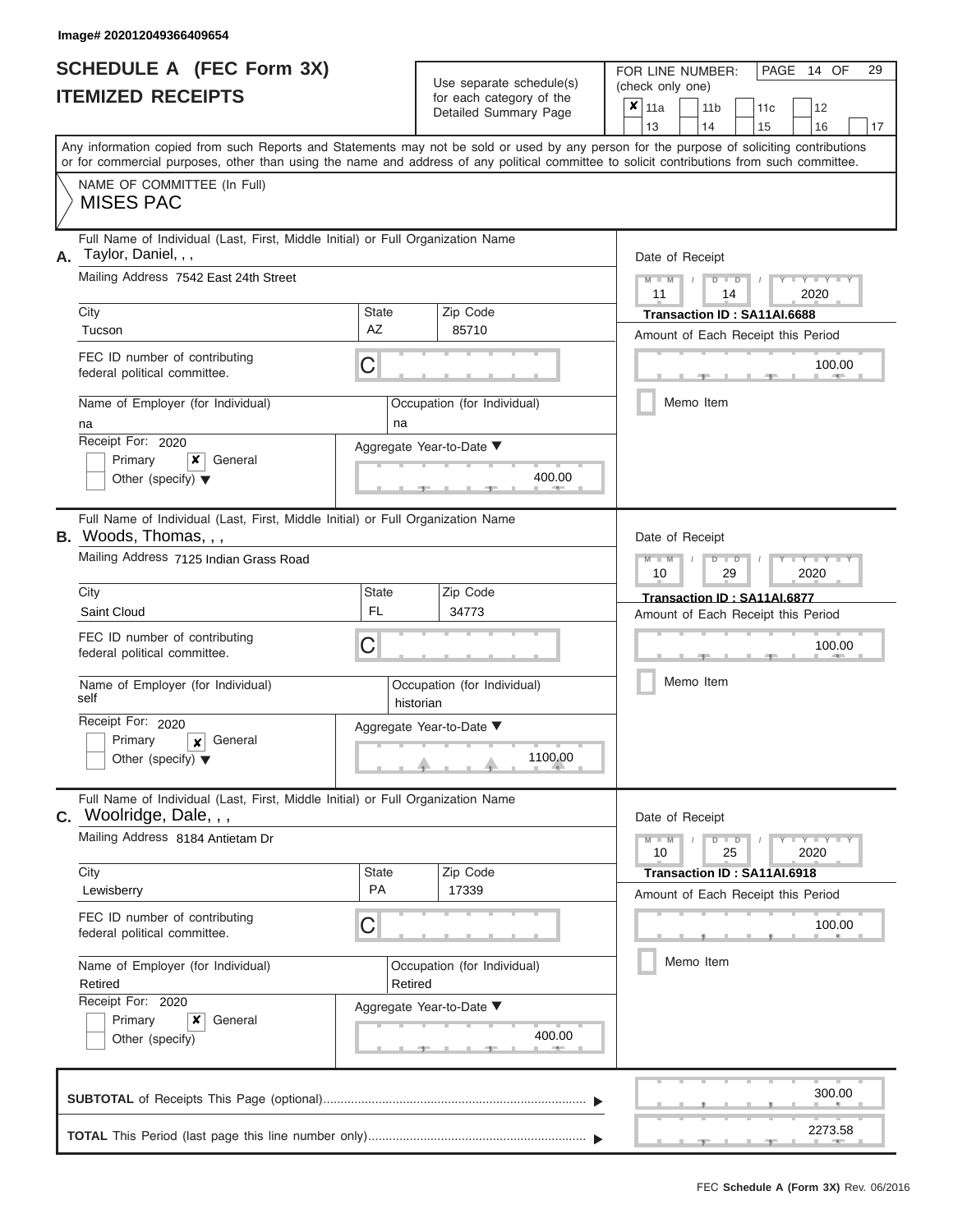Image# 202012049366409654

# SCHEDULE A (FEC Form 3X)
## ITEMIZED RECEIPTS

Use separate schedule(s) for each category of the Detailed Summary Page

FOR LINE NUMBER: (check only one)

- [x] 11a
- [ ] 11b
- [ ] 11c
- [ ] 12
- [ ] 13
- [ ] 14
- [ ] 15
- [ ] 16
- [ ] 17

PAGE 14 OF 29

Any information copied from such Reports and Statements may not be sold or used by any person for the purpose of soliciting contributions or for commercial purposes, other than using the name and address of any political committee to solicit contributions from such committee.

NAME OF COMMITTEE (In Full)
MISES PAC

---

**A.** Full Name of Individual (Last, First, Middle Initial) or Full Organization Name: Taylor, Daniel, , ,

Mailing Address: 7542 East 24th Street

| City | State | Zip Code |
|---|---|---|
| Tucson | AZ | 85710 |

FEC ID number of contributing federal political committee: C

Name of Employer (for Individual): na
Occupation (for Individual): na

Receipt For: 2020
- [ ] Primary
- [x] General
- [ ] Other (specify)

Aggregate Year-to-Date: 400.00

Date of Receipt: 11 / 14 / 2020
Transaction ID : SA11AI.6688
Amount of Each Receipt this Period: 100.00
- [ ] Memo Item

---

**B.** Full Name of Individual (Last, First, Middle Initial) or Full Organization Name: Woods, Thomas, , ,

Mailing Address: 7125 Indian Grass Road

| City | State | Zip Code |
|---|---|---|
| Saint Cloud | FL | 34773 |

FEC ID number of contributing federal political committee: C

Name of Employer (for Individual): self
Occupation (for Individual): historian

Receipt For: 2020
- [ ] Primary
- [x] General
- [ ] Other (specify)

Aggregate Year-to-Date: 1100.00

Date of Receipt: 10 / 29 / 2020
Transaction ID : SA11AI.6877
Amount of Each Receipt this Period: 100.00
- [ ] Memo Item

---

**C.** Full Name of Individual (Last, First, Middle Initial) or Full Organization Name: Woolridge, Dale, , ,

Mailing Address: 8184 Antietam Dr

| City | State | Zip Code |
|---|---|---|
| Lewisberry | PA | 17339 |

FEC ID number of contributing federal political committee: C

Name of Employer (for Individual): Retired
Occupation (for Individual): Retired

Receipt For: 2020
- [ ] Primary
- [x] General
- [ ] Other (specify)

Aggregate Year-to-Date: 400.00

Date of Receipt: 10 / 25 / 2020
Transaction ID : SA11AI.6918
Amount of Each Receipt this Period: 100.00
- [ ] Memo Item

---

**SUBTOTAL** of Receipts This Page (optional): 300.00

**TOTAL** This Period (last page this line number only): 2273.58

FEC **Schedule A (Form 3X)** Rev. 06/2016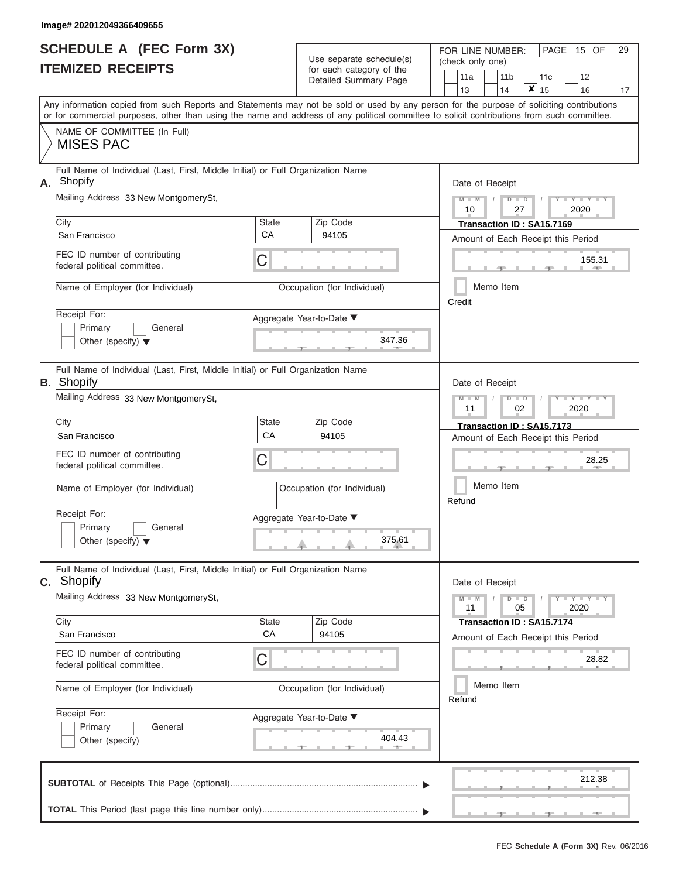Image# 202012049366409655

# SCHEDULE A (FEC Form 3X)
## ITEMIZED RECEIPTS

Use separate schedule(s) for each category of the Detailed Summary Page

FOR LINE NUMBER: (check only one)

11a | 11b | 11c | 12 | 13 | 14 | **✘ 15** | 16 | 17

PAGE 15 OF 29

Any information copied from such Reports and Statements may not be sold or used by any person for the purpose of soliciting contributions or for commercial purposes, other than using the name and address of any political committee to solicit contributions from such committee.

NAME OF COMMITTEE (In Full)
**MISES PAC**

---

**A.** Full Name of Individual (Last, First, Middle Initial) or Full Organization Name: Shopify

Mailing Address: 33 New MontgomerySt,

City: San Francisco | State: CA | Zip Code: 94105

FEC ID number of contributing federal political committee: C

Name of Employer (for Individual):

Occupation (for Individual):

Receipt For: Primary / General / Other (specify)

Aggregate Year-to-Date: 347.36

Date of Receipt: 10 / 27 / 2020

Transaction ID : SA15.7169

Amount of Each Receipt this Period: 155.31

Memo Item

Credit

---

**B.** Full Name of Individual (Last, First, Middle Initial) or Full Organization Name: Shopify

Mailing Address: 33 New MontgomerySt,

City: San Francisco | State: CA | Zip Code: 94105

FEC ID number of contributing federal political committee: C

Name of Employer (for Individual):

Occupation (for Individual):

Receipt For: Primary / General / Other (specify)

Aggregate Year-to-Date: 375.61

Date of Receipt: 11 / 02 / 2020

Transaction ID : SA15.7173

Amount of Each Receipt this Period: 28.25

Memo Item

Refund

---

**C.** Full Name of Individual (Last, First, Middle Initial) or Full Organization Name: Shopify

Mailing Address: 33 New MontgomerySt,

City: San Francisco | State: CA | Zip Code: 94105

FEC ID number of contributing federal political committee: C

Name of Employer (for Individual):

Occupation (for Individual):

Receipt For: Primary / General / Other (specify)

Aggregate Year-to-Date: 404.43

Date of Receipt: 11 / 05 / 2020

Transaction ID : SA15.7174

Amount of Each Receipt this Period: 28.82

Memo Item

Refund

---

**SUBTOTAL** of Receipts This Page (optional): 212.38

**TOTAL** This Period (last page this line number only):

FEC **Schedule A (Form 3X)** Rev. 06/2016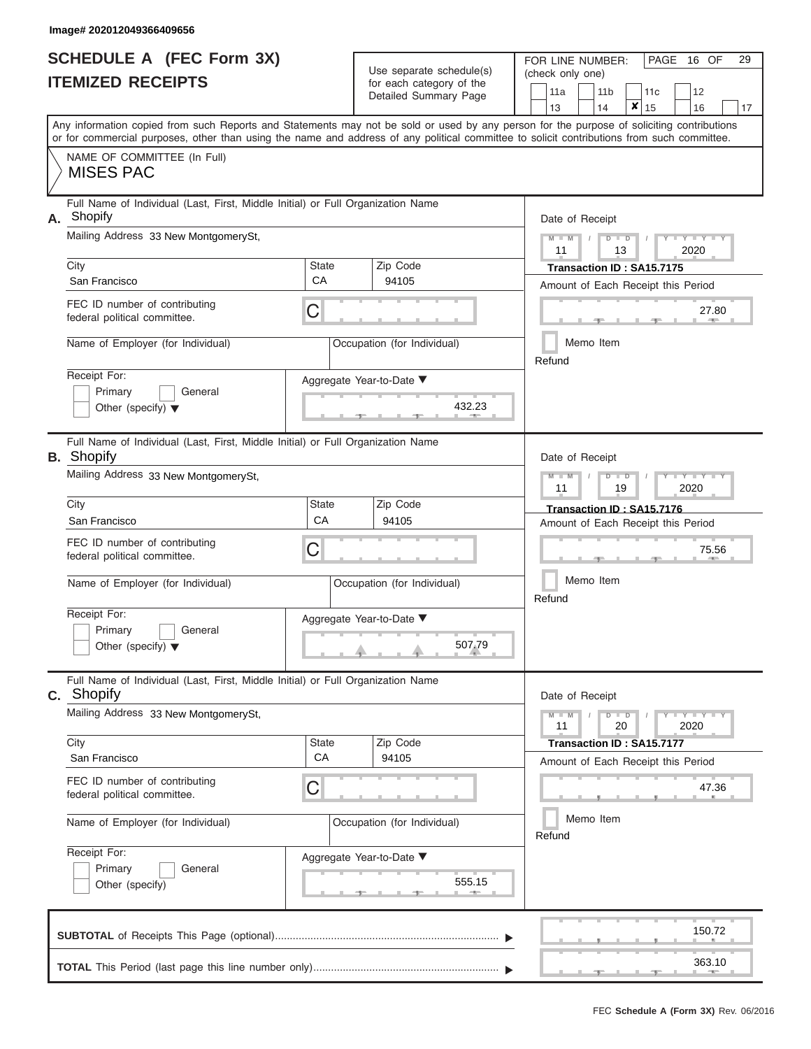Image# 202012049366409656

# SCHEDULE A (FEC Form 3X)
## ITEMIZED RECEIPTS

Use separate schedule(s) for each category of the Detailed Summary Page

FOR LINE NUMBER: (check only one)

11a | 11b | 11c | 12 | 13 | 14 | **X** 15 | 16 | 17

PAGE 16 OF 29

Any information copied from such Reports and Statements may not be sold or used by any person for the purpose of soliciting contributions or for commercial purposes, other than using the name and address of any political committee to solicit contributions from such committee.

NAME OF COMMITTEE (In Full)
MISES PAC

---

**A.** Full Name of Individual (Last, First, Middle Initial) or Full Organization Name: Shopify

Mailing Address: 33 New MontgomerySt,

City: San Francisco | State: CA | Zip Code: 94105

FEC ID number of contributing federal political committee: C

Name of Employer (for Individual):

Occupation (for Individual):

Receipt For: Primary / General / Other (specify)

Aggregate Year-to-Date: 432.23

Date of Receipt: 11 / 13 / 2020

Transaction ID : SA15.7175

Amount of Each Receipt this Period: 27.80

Memo Item

Refund

---

**B.** Full Name of Individual (Last, First, Middle Initial) or Full Organization Name: Shopify

Mailing Address: 33 New MontgomerySt,

City: San Francisco | State: CA | Zip Code: 94105

FEC ID number of contributing federal political committee: C

Name of Employer (for Individual):

Occupation (for Individual):

Receipt For: Primary / General / Other (specify)

Aggregate Year-to-Date: 507.79

Date of Receipt: 11 / 19 / 2020

Transaction ID : SA15.7176

Amount of Each Receipt this Period: 75.56

Memo Item

Refund

---

**C.** Full Name of Individual (Last, First, Middle Initial) or Full Organization Name: Shopify

Mailing Address: 33 New MontgomerySt,

City: San Francisco | State: CA | Zip Code: 94105

FEC ID number of contributing federal political committee: C

Name of Employer (for Individual):

Occupation (for Individual):

Receipt For: Primary / General / Other (specify)

Aggregate Year-to-Date: 555.15

Date of Receipt: 11 / 20 / 2020

Transaction ID : SA15.7177

Amount of Each Receipt this Period: 47.36

Memo Item

Refund

---

**SUBTOTAL** of Receipts This Page (optional): 150.72

**TOTAL** This Period (last page this line number only): 363.10

FEC Schedule A (Form 3X) Rev. 06/2016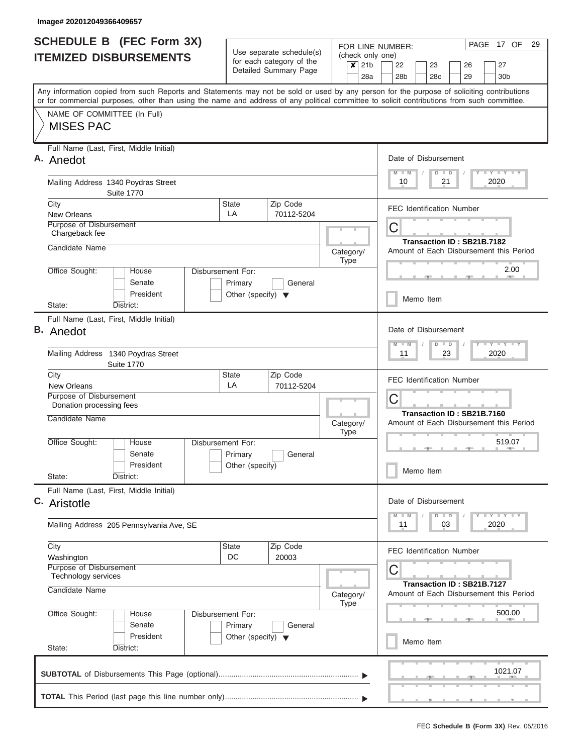Image# 202012049366409657

# SCHEDULE B (FEC Form 3X)
## ITEMIZED DISBURSEMENTS

Use separate schedule(s) for each category of the Detailed Summary Page

FOR LINE NUMBER: (check only one)
☒ 21b ☐ 22 ☐ 23 ☐ 26 ☐ 27
☐ 28a ☐ 28b ☐ 28c ☐ 29 ☐ 30b

PAGE 17 OF 29

Any information copied from such Reports and Statements may not be sold or used by any person for the purpose of soliciting contributions or for commercial purposes, other than using the name and address of any political committee to solicit contributions from such committee.

NAME OF COMMITTEE (In Full)
MISES PAC

---

**A.** Full Name (Last, First, Middle Initial): Anedot

Mailing Address: 1340 Poydras Street, Suite 1770

City: New Orleans | State: LA | Zip Code: 70112-5204

Purpose of Disbursement: Chargeback fee

Candidate Name:

Category/Type:

Office Sought: ☐ House ☐ Senate ☐ President

State: District:

Disbursement For: ☐ Primary ☐ General ☐ Other (specify)

Date of Disbursement: 10 / 21 / 2020

FEC Identification Number: C

Transaction ID : SB21B.7182

Amount of Each Disbursement this Period: 2.00

☐ Memo Item

---

**B.** Full Name (Last, First, Middle Initial): Anedot

Mailing Address: 1340 Poydras Street, Suite 1770

City: New Orleans | State: LA | Zip Code: 70112-5204

Purpose of Disbursement: Donation processing fees

Candidate Name:

Category/Type:

Office Sought: ☐ House ☐ Senate ☐ President

State: District:

Disbursement For: ☐ Primary ☐ General ☐ Other (specify)

Date of Disbursement: 11 / 23 / 2020

FEC Identification Number: C

Transaction ID : SB21B.7160

Amount of Each Disbursement this Period: 519.07

☐ Memo Item

---

**C.** Full Name (Last, First, Middle Initial): Aristotle

Mailing Address: 205 Pennsylvania Ave, SE

City: Washington | State: DC | Zip Code: 20003

Purpose of Disbursement: Technology services

Candidate Name:

Category/Type:

Office Sought: ☐ House ☐ Senate ☐ President

State: District:

Disbursement For: ☐ Primary ☐ General ☐ Other (specify)

Date of Disbursement: 11 / 03 / 2020

FEC Identification Number: C

Transaction ID : SB21B.7127

Amount of Each Disbursement this Period: 500.00

☐ Memo Item

---

**SUBTOTAL** of Disbursements This Page (optional): 1021.07

**TOTAL** This Period (last page this line number only):

FEC **Schedule B (Form 3X)** Rev. 05/2016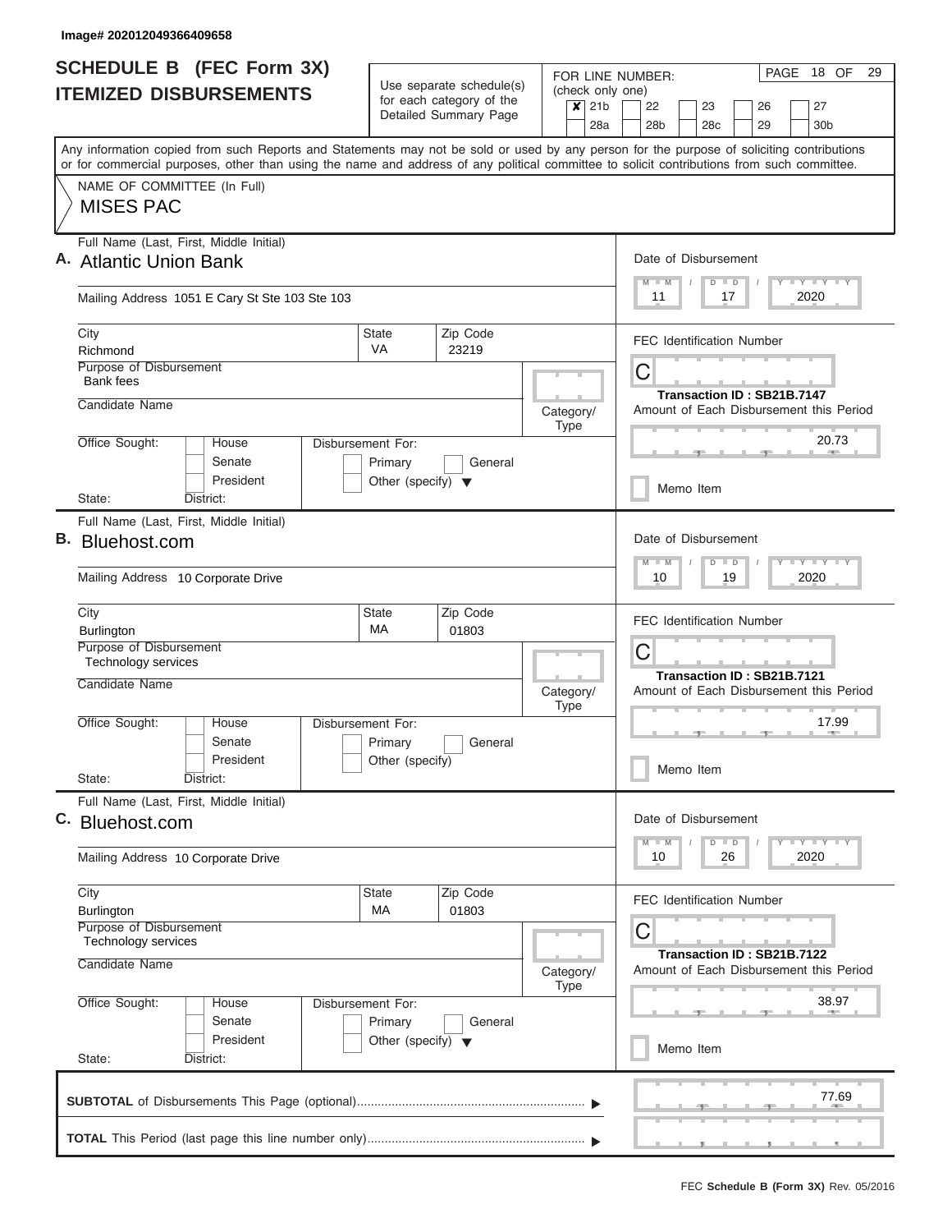Image# 202012049366409658

# SCHEDULE B (FEC Form 3X)
## ITEMIZED DISBURSEMENTS

Use separate schedule(s) for each category of the Detailed Summary Page

FOR LINE NUMBER: (check only one)

- [x] 21b
- [ ] 22
- [ ] 23
- [ ] 26
- [ ] 27
- [ ] 28a
- [ ] 28b
- [ ] 28c
- [ ] 29
- [ ] 30b

Any information copied from such Reports and Statements may not be sold or used by any person for the purpose of soliciting contributions or for commercial purposes, other than using the name and address of any political committee to solicit contributions from such committee.

NAME OF COMMITTEE (In Full)

MISES PAC

---

**A.** Full Name (Last, First, Middle Initial): Atlantic Union Bank

Mailing Address: 1051 E Cary St Ste 103 Ste 103

City: Richmond | State: VA | Zip Code: 23219

Purpose of Disbursement: Bank fees

Candidate Name:

Category/Type:

Office Sought: House / Senate / President

State: District:

Disbursement For: Primary / General / Other (specify)

Date of Disbursement: 11 / 17 / 2020

FEC Identification Number: C

Transaction ID : SB21B.7147

Amount of Each Disbursement this Period: 20.73

Memo Item

---

**B.** Full Name (Last, First, Middle Initial): Bluehost.com

Mailing Address: 10 Corporate Drive

City: Burlington | State: MA | Zip Code: 01803

Purpose of Disbursement: Technology services

Candidate Name:

Category/Type:

Office Sought: House / Senate / President

State: District:

Disbursement For: Primary / General / Other (specify)

Date of Disbursement: 10 / 19 / 2020

FEC Identification Number: C

Transaction ID : SB21B.7121

Amount of Each Disbursement this Period: 17.99

Memo Item

---

**C.** Full Name (Last, First, Middle Initial): Bluehost.com

Mailing Address: 10 Corporate Drive

City: Burlington | State: MA | Zip Code: 01803

Purpose of Disbursement: Technology services

Candidate Name:

Category/Type:

Office Sought: House / Senate / President

State: District:

Disbursement For: Primary / General / Other (specify)

Date of Disbursement: 10 / 26 / 2020

FEC Identification Number: C

Transaction ID : SB21B.7122

Amount of Each Disbursement this Period: 38.97

Memo Item

---

**SUBTOTAL** of Disbursements This Page (optional): 77.69

**TOTAL** This Period (last page this line number only):

FEC **Schedule B (Form 3X)** Rev. 05/2016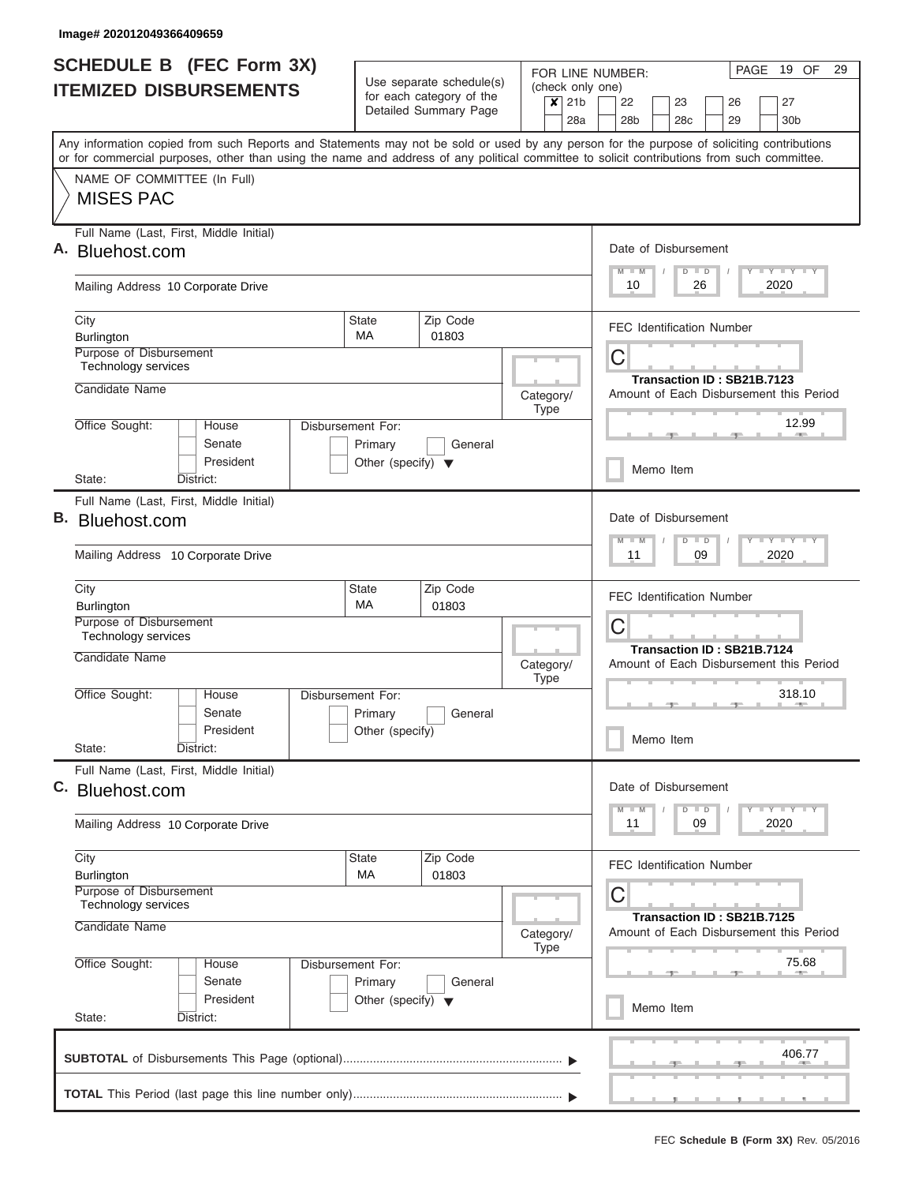Image# 202012049366409659

# SCHEDULE B (FEC Form 3X)
## ITEMIZED DISBURSEMENTS

Use separate schedule(s) for each category of the Detailed Summary Page

FOR LINE NUMBER: (check only one)

| | | | | | | | | | |
|---|---|---|---|---|---|---|---|---|---|
| ✘ | 21b | | 22 | | 23 | | 26 | | 27 |
| | 28a | | 28b | | 28c | | 29 | | 30b |

Any information copied from such Reports and Statements may not be sold or used by any person for the purpose of soliciting contributions or for commercial purposes, other than using the name and address of any political committee to solicit contributions from such committee.

NAME OF COMMITTEE (In Full)
MISES PAC

---

**A.** Full Name (Last, First, Middle Initial): Bluehost.com

Mailing Address: 10 Corporate Drive

City: Burlington | State: MA | Zip Code: 01803

Purpose of Disbursement: Technology services

Candidate Name:

Category/Type:

Office Sought: House / Senate / President

State: District:

Disbursement For: Primary / General / Other (specify)

Date of Disbursement: 10 / 26 / 2020

FEC Identification Number: C

Transaction ID : SB21B.7123

Amount of Each Disbursement this Period: 12.99

Memo Item

---

**B.** Full Name (Last, First, Middle Initial): Bluehost.com

Mailing Address: 10 Corporate Drive

City: Burlington | State: MA | Zip Code: 01803

Purpose of Disbursement: Technology services

Candidate Name:

Category/Type:

Office Sought: House / Senate / President

State: District:

Disbursement For: Primary / General / Other (specify)

Date of Disbursement: 11 / 09 / 2020

FEC Identification Number: C

Transaction ID : SB21B.7124

Amount of Each Disbursement this Period: 318.10

Memo Item

---

**C.** Full Name (Last, First, Middle Initial): Bluehost.com

Mailing Address: 10 Corporate Drive

City: Burlington | State: MA | Zip Code: 01803

Purpose of Disbursement: Technology services

Candidate Name:

Category/Type:

Office Sought: House / Senate / President

State: District:

Disbursement For: Primary / General / Other (specify)

Date of Disbursement: 11 / 09 / 2020

FEC Identification Number: C

Transaction ID : SB21B.7125

Amount of Each Disbursement this Period: 75.68

Memo Item

---

**SUBTOTAL** of Disbursements This Page (optional): 406.77

**TOTAL** This Period (last page this line number only):

FEC **Schedule B (Form 3X)** Rev. 05/2016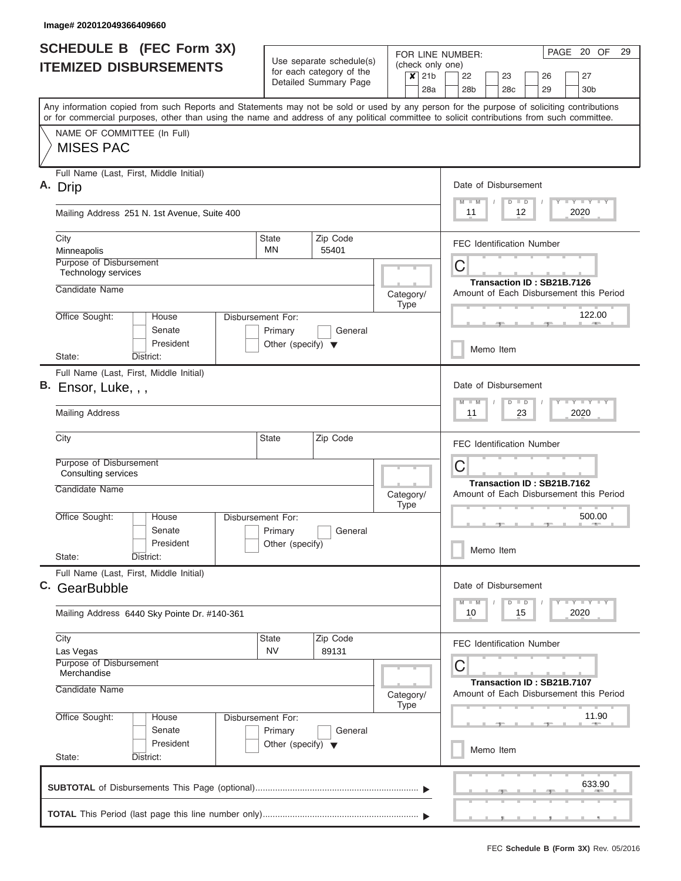Image# 202012049366409660

# SCHEDULE B (FEC Form 3X)
## ITEMIZED DISBURSEMENTS

Use separate schedule(s) for each category of the Detailed Summary Page

FOR LINE NUMBER: (check only one)

☒ 21b ☐ 22 ☐ 23 ☐ 26 ☐ 27
☐ 28a ☐ 28b ☐ 28c ☐ 29 ☐ 30b

PAGE 20 OF 29

Any information copied from such Reports and Statements may not be sold or used by any person for the purpose of soliciting contributions or for commercial purposes, other than using the name and address of any political committee to solicit contributions from such committee.

NAME OF COMMITTEE (In Full)
MISES PAC

---

**A.** Full Name (Last, First, Middle Initial): Drip

Mailing Address: 251 N. 1st Avenue, Suite 400

City: Minneapolis | State: MN | Zip Code: 55401

Purpose of Disbursement: Technology services

Candidate Name:

Category/Type:

Office Sought: ☐ House ☐ Senate ☐ President

State: District:

Disbursement For: ☐ Primary ☐ General ☐ Other (specify)

Date of Disbursement: 11 / 12 / 2020

FEC Identification Number: C

Transaction ID : SB21B.7126

Amount of Each Disbursement this Period: 122.00

☐ Memo Item

---

**B.** Full Name (Last, First, Middle Initial): Ensor, Luke, , ,

Mailing Address:

City: | State: | Zip Code:

Purpose of Disbursement: Consulting services

Candidate Name:

Category/Type:

Office Sought: ☐ House ☐ Senate ☐ President

State: District:

Disbursement For: ☐ Primary ☐ General ☐ Other (specify)

Date of Disbursement: 11 / 23 / 2020

FEC Identification Number: C

Transaction ID : SB21B.7162

Amount of Each Disbursement this Period: 500.00

☐ Memo Item

---

**C.** Full Name (Last, First, Middle Initial): GearBubble

Mailing Address: 6440 Sky Pointe Dr. #140-361

City: Las Vegas | State: NV | Zip Code: 89131

Purpose of Disbursement: Merchandise

Candidate Name:

Category/Type:

Office Sought: ☐ House ☐ Senate ☐ President

State: District:

Disbursement For: ☐ Primary ☐ General ☐ Other (specify)

Date of Disbursement: 10 / 15 / 2020

FEC Identification Number: C

Transaction ID : SB21B.7107

Amount of Each Disbursement this Period: 11.90

☐ Memo Item

---

**SUBTOTAL** of Disbursements This Page (optional): 633.90

**TOTAL** This Period (last page this line number only):

FEC **Schedule B (Form 3X)** Rev. 05/2016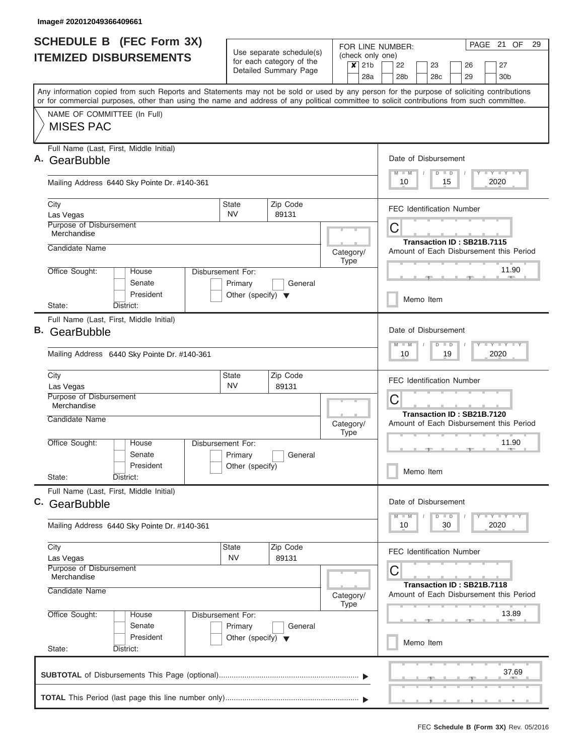Image# 202012049366409661

# SCHEDULE B (FEC Form 3X)
## ITEMIZED DISBURSEMENTS

Use separate schedule(s) for each category of the Detailed Summary Page

FOR LINE NUMBER: (check only one)

- [x] 21b
- [ ] 22
- [ ] 23
- [ ] 26
- [ ] 27
- [ ] 28a
- [ ] 28b
- [ ] 28c
- [ ] 29
- [ ] 30b

PAGE 21 OF 29

Any information copied from such Reports and Statements may not be sold or used by any person for the purpose of soliciting contributions or for commercial purposes, other than using the name and address of any political committee to solicit contributions from such committee.

NAME OF COMMITTEE (In Full)
MISES PAC

---

**A.** Full Name (Last, First, Middle Initial): GearBubble

Mailing Address: 6440 Sky Pointe Dr. #140-361

City: Las Vegas | State: NV | Zip Code: 89131

Purpose of Disbursement: Merchandise

Candidate Name:

Category/Type:

Office Sought: [ ] House [ ] Senate [ ] President
State: District:

Disbursement For: [ ] Primary [ ] General [ ] Other (specify)

Date of Disbursement: 10 / 15 / 2020

FEC Identification Number: C

Transaction ID : SB21B.7115

Amount of Each Disbursement this Period: 11.90

[ ] Memo Item

---

**B.** Full Name (Last, First, Middle Initial): GearBubble

Mailing Address: 6440 Sky Pointe Dr. #140-361

City: Las Vegas | State: NV | Zip Code: 89131

Purpose of Disbursement: Merchandise

Candidate Name:

Category/Type:

Office Sought: [ ] House [ ] Senate [ ] President
State: District:

Disbursement For: [ ] Primary [ ] General [ ] Other (specify)

Date of Disbursement: 10 / 19 / 2020

FEC Identification Number: C

Transaction ID : SB21B.7120

Amount of Each Disbursement this Period: 11.90

[ ] Memo Item

---

**C.** Full Name (Last, First, Middle Initial): GearBubble

Mailing Address: 6440 Sky Pointe Dr. #140-361

City: Las Vegas | State: NV | Zip Code: 89131

Purpose of Disbursement: Merchandise

Candidate Name:

Category/Type:

Office Sought: [ ] House [ ] Senate [ ] President
State: District:

Disbursement For: [ ] Primary [ ] General [ ] Other (specify)

Date of Disbursement: 10 / 30 / 2020

FEC Identification Number: C

Transaction ID : SB21B.7118

Amount of Each Disbursement this Period: 13.89

[ ] Memo Item

---

**SUBTOTAL** of Disbursements This Page (optional): 37.69

**TOTAL** This Period (last page this line number only):

FEC **Schedule B (Form 3X)** Rev. 05/2016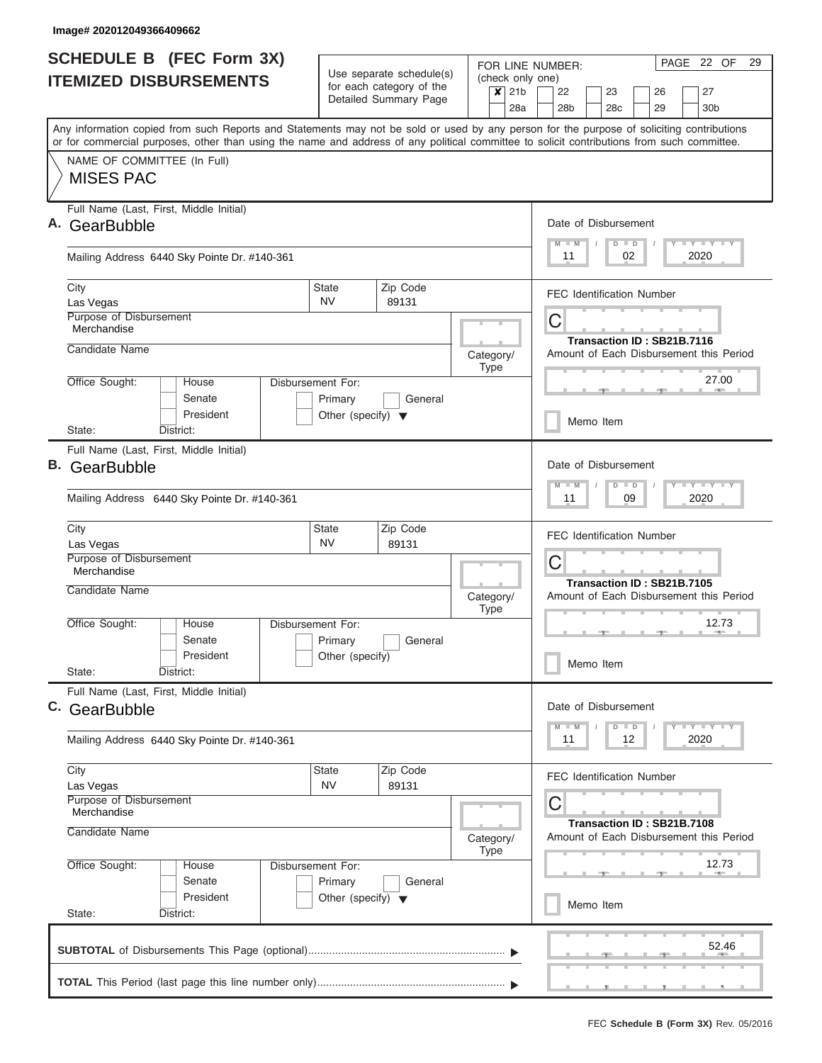Image# 202012049366409662

# SCHEDULE B (FEC Form 3X)
## ITEMIZED DISBURSEMENTS

Use separate schedule(s) for each category of the Detailed Summary Page

FOR LINE NUMBER: (check only one)

- [x] 21b
- [ ] 22
- [ ] 23
- [ ] 26
- [ ] 27
- [ ] 28a
- [ ] 28b
- [ ] 28c
- [ ] 29
- [ ] 30b

PAGE 22 OF 29

Any information copied from such Reports and Statements may not be sold or used by any person for the purpose of soliciting contributions or for commercial purposes, other than using the name and address of any political committee to solicit contributions from such committee.

NAME OF COMMITTEE (In Full)

MISES PAC

---

**A.** Full Name (Last, First, Middle Initial): GearBubble

Mailing Address: 6440 Sky Pointe Dr. #140-361

City: Las Vegas | State: NV | Zip Code: 89131

Purpose of Disbursement: Merchandise

Candidate Name:

Category/Type:

Office Sought: House / Senate / President

State: District:

Disbursement For: Primary / General / Other (specify)

Date of Disbursement: 11 / 02 / 2020

FEC Identification Number: C

Transaction ID : SB21B.7116

Amount of Each Disbursement this Period: 27.00

Memo Item

---

**B.** Full Name (Last, First, Middle Initial): GearBubble

Mailing Address: 6440 Sky Pointe Dr. #140-361

City: Las Vegas | State: NV | Zip Code: 89131

Purpose of Disbursement: Merchandise

Candidate Name:

Category/Type:

Office Sought: House / Senate / President

State: District:

Disbursement For: Primary / General / Other (specify)

Date of Disbursement: 11 / 09 / 2020

FEC Identification Number: C

Transaction ID : SB21B.7105

Amount of Each Disbursement this Period: 12.73

Memo Item

---

**C.** Full Name (Last, First, Middle Initial): GearBubble

Mailing Address: 6440 Sky Pointe Dr. #140-361

City: Las Vegas | State: NV | Zip Code: 89131

Purpose of Disbursement: Merchandise

Candidate Name:

Category/Type:

Office Sought: House / Senate / President

State: District:

Disbursement For: Primary / General / Other (specify)

Date of Disbursement: 11 / 12 / 2020

FEC Identification Number: C

Transaction ID : SB21B.7108

Amount of Each Disbursement this Period: 12.73

Memo Item

---

**SUBTOTAL** of Disbursements This Page (optional): 52.46

**TOTAL** This Period (last page this line number only):

FEC **Schedule B (Form 3X)** Rev. 05/2016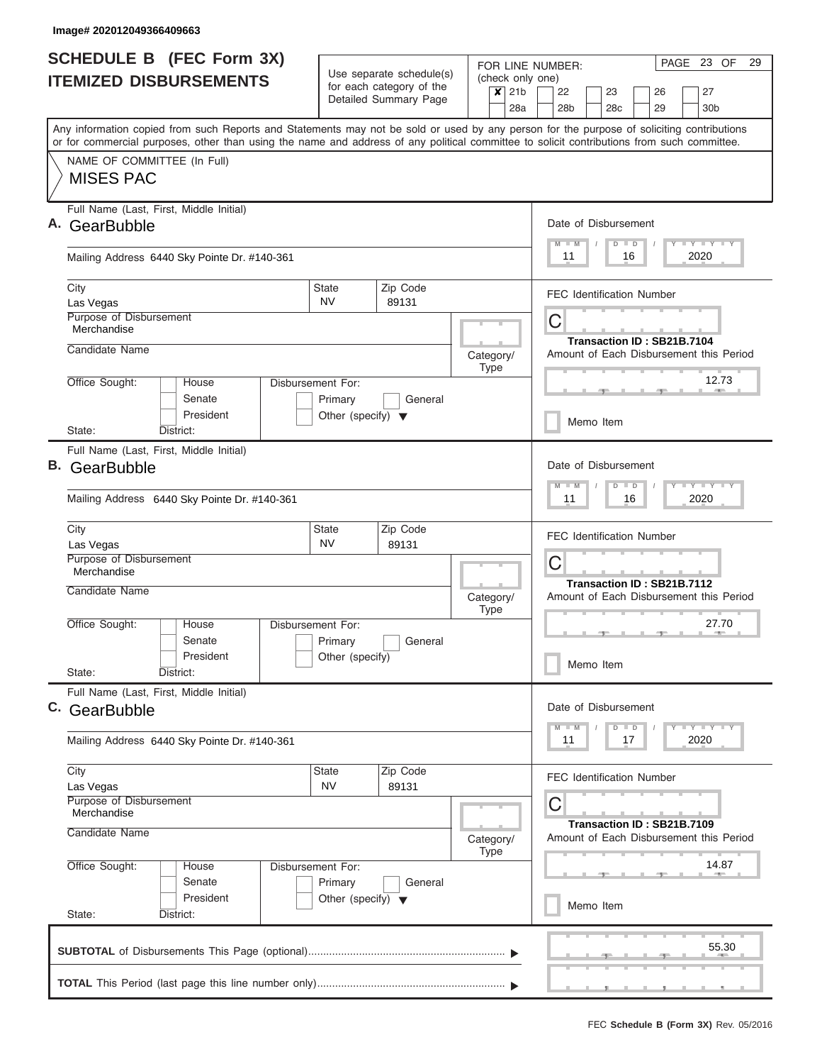Image# 202012049366409663

# SCHEDULE B (FEC Form 3X)
## ITEMIZED DISBURSEMENTS

Use separate schedule(s) for each category of the Detailed Summary Page

FOR LINE NUMBER: (check only one)

- [x] 21b
- [ ] 22
- [ ] 23
- [ ] 26
- [ ] 27
- [ ] 28a
- [ ] 28b
- [ ] 28c
- [ ] 29
- [ ] 30b

Any information copied from such Reports and Statements may not be sold or used by any person for the purpose of soliciting contributions or for commercial purposes, other than using the name and address of any political committee to solicit contributions from such committee.

NAME OF COMMITTEE (In Full)

MISES PAC

---

**A.** Full Name (Last, First, Middle Initial): GearBubble

Mailing Address: 6440 Sky Pointe Dr. #140-361

City: Las Vegas | State: NV | Zip Code: 89131

Purpose of Disbursement: Merchandise

Candidate Name:

Category/Type:

Office Sought: House / Senate / President

State: | District:

Disbursement For: Primary / General / Other (specify)

Date of Disbursement: 11 / 16 / 2020

FEC Identification Number: C

Transaction ID : SB21B.7104

Amount of Each Disbursement this Period: 12.73

Memo Item

---

**B.** Full Name (Last, First, Middle Initial): GearBubble

Mailing Address: 6440 Sky Pointe Dr. #140-361

City: Las Vegas | State: NV | Zip Code: 89131

Purpose of Disbursement: Merchandise

Candidate Name:

Category/Type:

Office Sought: House / Senate / President

State: | District:

Disbursement For: Primary / General / Other (specify)

Date of Disbursement: 11 / 16 / 2020

FEC Identification Number: C

Transaction ID : SB21B.7112

Amount of Each Disbursement this Period: 27.70

Memo Item

---

**C.** Full Name (Last, First, Middle Initial): GearBubble

Mailing Address: 6440 Sky Pointe Dr. #140-361

City: Las Vegas | State: NV | Zip Code: 89131

Purpose of Disbursement: Merchandise

Candidate Name:

Category/Type:

Office Sought: House / Senate / President

State: | District:

Disbursement For: Primary / General / Other (specify)

Date of Disbursement: 11 / 17 / 2020

FEC Identification Number: C

Transaction ID : SB21B.7109

Amount of Each Disbursement this Period: 14.87

Memo Item

---

**SUBTOTAL** of Disbursements This Page (optional): 55.30

**TOTAL** This Period (last page this line number only):

FEC **Schedule B (Form 3X)** Rev. 05/2016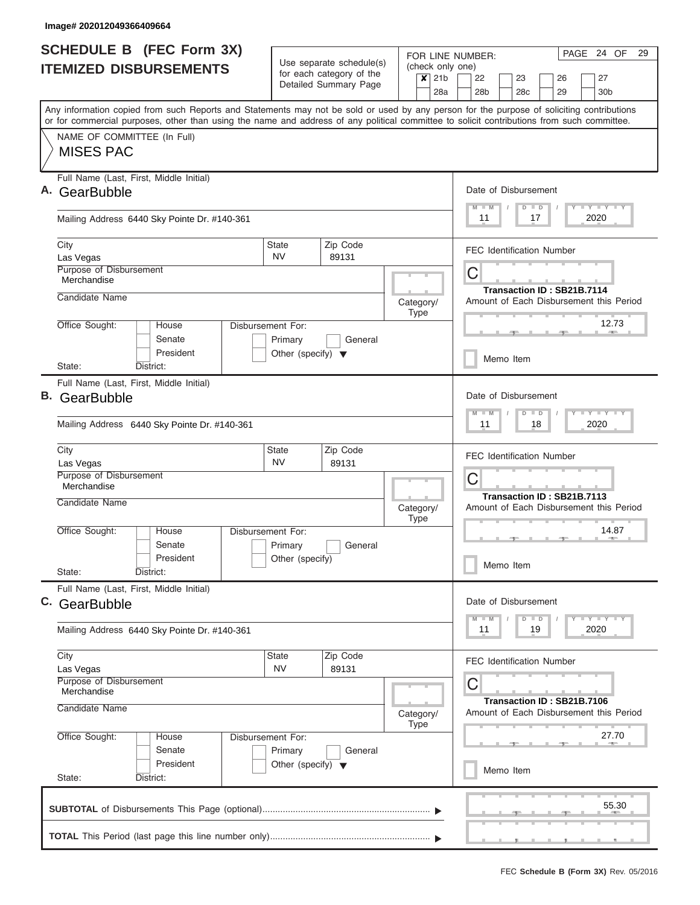Image# 202012049366409664

# SCHEDULE B (FEC Form 3X)
## ITEMIZED DISBURSEMENTS

Use separate schedule(s) for each category of the Detailed Summary Page

FOR LINE NUMBER: (check only one)

- [x] 21b
- [ ] 22
- [ ] 23
- [ ] 26
- [ ] 27
- [ ] 28a
- [ ] 28b
- [ ] 28c
- [ ] 29
- [ ] 30b

PAGE 24 OF 29

Any information copied from such Reports and Statements may not be sold or used by any person for the purpose of soliciting contributions or for commercial purposes, other than using the name and address of any political committee to solicit contributions from such committee.

NAME OF COMMITTEE (In Full)

MISES PAC

---

**A.** Full Name (Last, First, Middle Initial): GearBubble

Mailing Address: 6440 Sky Pointe Dr. #140-361

City: Las Vegas | State: NV | Zip Code: 89131

Purpose of Disbursement: Merchandise

Candidate Name:

Category/Type:

Office Sought: House / Senate / President

State: District:

Disbursement For: Primary / General / Other (specify)

Date of Disbursement: 11 / 17 / 2020

FEC Identification Number: C

Transaction ID : SB21B.7114

Amount of Each Disbursement this Period: 12.73

Memo Item

---

**B.** Full Name (Last, First, Middle Initial): GearBubble

Mailing Address: 6440 Sky Pointe Dr. #140-361

City: Las Vegas | State: NV | Zip Code: 89131

Purpose of Disbursement: Merchandise

Candidate Name:

Category/Type:

Office Sought: House / Senate / President

State: District:

Disbursement For: Primary / General / Other (specify)

Date of Disbursement: 11 / 18 / 2020

FEC Identification Number: C

Transaction ID : SB21B.7113

Amount of Each Disbursement this Period: 14.87

Memo Item

---

**C.** Full Name (Last, First, Middle Initial): GearBubble

Mailing Address: 6440 Sky Pointe Dr. #140-361

City: Las Vegas | State: NV | Zip Code: 89131

Purpose of Disbursement: Merchandise

Candidate Name:

Category/Type:

Office Sought: House / Senate / President

State: District:

Disbursement For: Primary / General / Other (specify)

Date of Disbursement: 11 / 19 / 2020

FEC Identification Number: C

Transaction ID : SB21B.7106

Amount of Each Disbursement this Period: 27.70

Memo Item

---

**SUBTOTAL** of Disbursements This Page (optional): 55.30

**TOTAL** This Period (last page this line number only):

FEC **Schedule B (Form 3X)** Rev. 05/2016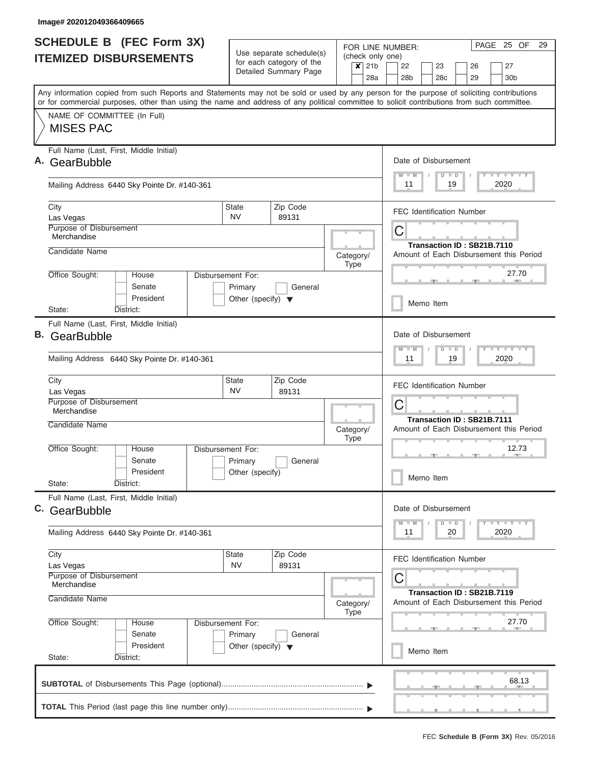Image# 202012049366409665

# SCHEDULE B (FEC Form 3X) ITEMIZED DISBURSEMENTS

Use separate schedule(s) for each category of the Detailed Summary Page

FOR LINE NUMBER: (check only one)

- [x] 21b
- [ ] 22
- [ ] 23
- [ ] 26
- [ ] 27
- [ ] 28a
- [ ] 28b
- [ ] 28c
- [ ] 29
- [ ] 30b

Any information copied from such Reports and Statements may not be sold or used by any person for the purpose of soliciting contributions or for commercial purposes, other than using the name and address of any political committee to solicit contributions from such committee.

NAME OF COMMITTEE (In Full)

**MISES PAC**

---

**A.** Full Name (Last, First, Middle Initial): GearBubble

Mailing Address: 6440 Sky Pointe Dr. #140-361

City: Las Vegas | State: NV | Zip Code: 89131

Purpose of Disbursement: Merchandise

Candidate Name:

Category/Type:

Office Sought: House / Senate / President

Disbursement For: Primary / General / Other (specify)

State: District:

Date of Disbursement: 11/19/2020

FEC Identification Number: C

Transaction ID : SB21B.7110

Amount of Each Disbursement this Period: 27.70

Memo Item

---

**B.** Full Name (Last, First, Middle Initial): GearBubble

Mailing Address: 6440 Sky Pointe Dr. #140-361

City: Las Vegas | State: NV | Zip Code: 89131

Purpose of Disbursement: Merchandise

Candidate Name:

Category/Type:

Office Sought: House / Senate / President

Disbursement For: Primary / General / Other (specify)

State: District:

Date of Disbursement: 11/19/2020

FEC Identification Number: C

Transaction ID : SB21B.7111

Amount of Each Disbursement this Period: 12.73

Memo Item

---

**C.** Full Name (Last, First, Middle Initial): GearBubble

Mailing Address: 6440 Sky Pointe Dr. #140-361

City: Las Vegas | State: NV | Zip Code: 89131

Purpose of Disbursement: Merchandise

Candidate Name:

Category/Type:

Office Sought: House / Senate / President

Disbursement For: Primary / General / Other (specify)

State: District:

Date of Disbursement: 11/20/2020

FEC Identification Number: C

Transaction ID : SB21B.7119

Amount of Each Disbursement this Period: 27.70

Memo Item

---

**SUBTOTAL** of Disbursements This Page (optional): 68.13

**TOTAL** This Period (last page this line number only):

FEC **Schedule B (Form 3X)** Rev. 05/2016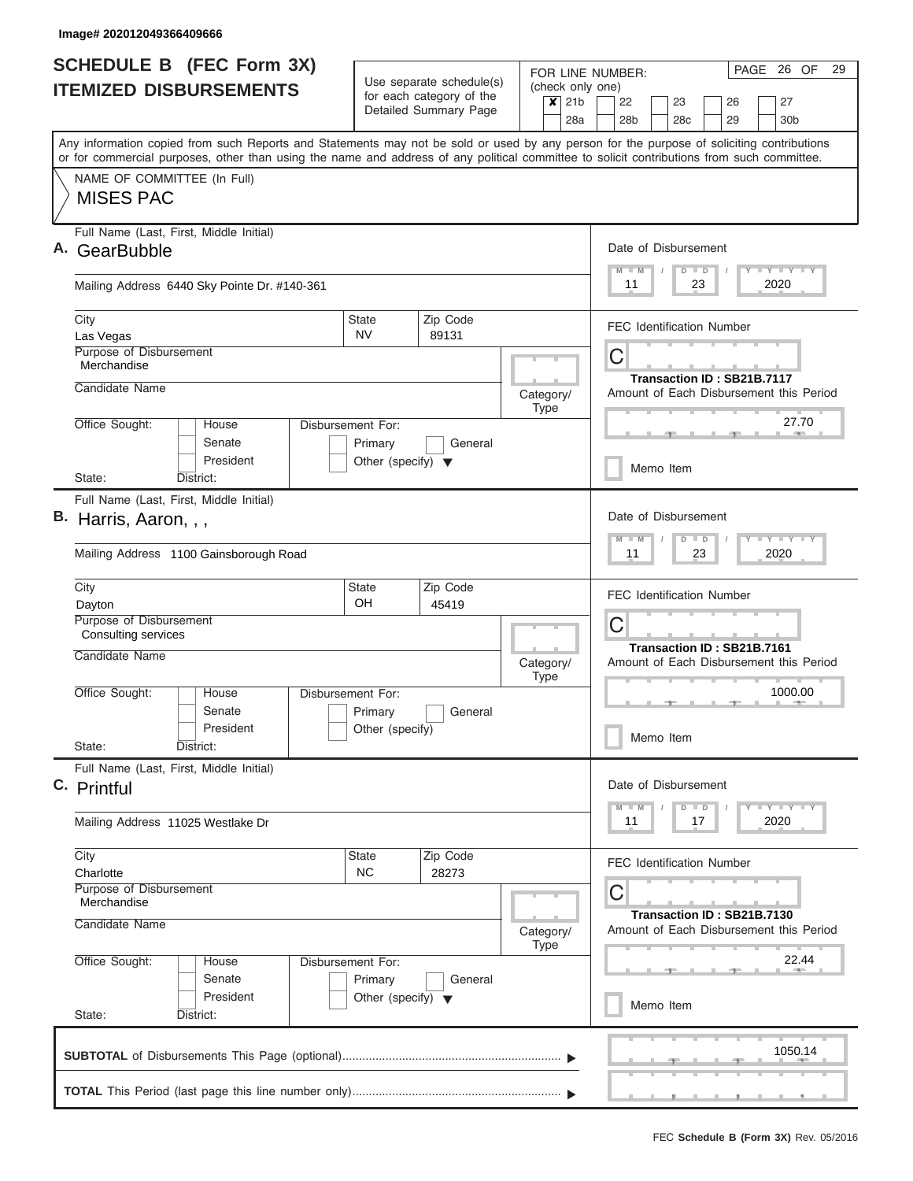Image# 202012049366409666

# SCHEDULE B (FEC Form 3X)
## ITEMIZED DISBURSEMENTS

Use separate schedule(s) for each category of the Detailed Summary Page

FOR LINE NUMBER: (check only one)

- [x] 21b
- [ ] 22
- [ ] 23
- [ ] 26
- [ ] 27
- [ ] 28a
- [ ] 28b
- [ ] 28c
- [ ] 29
- [ ] 30b

PAGE 26 OF 29

Any information copied from such Reports and Statements may not be sold or used by any person for the purpose of soliciting contributions or for commercial purposes, other than using the name and address of any political committee to solicit contributions from such committee.

NAME OF COMMITTEE (In Full)

MISES PAC

---

**A.** Full Name (Last, First, Middle Initial): GearBubble

Mailing Address: 6440 Sky Pointe Dr. #140-361

City: Las Vegas | State: NV | Zip Code: 89131

Purpose of Disbursement: Merchandise

Candidate Name:

Category/Type:

Office Sought: House / Senate / President

State: District:

Disbursement For: Primary / General / Other (specify)

Date of Disbursement: 11 / 23 / 2020

FEC Identification Number: C

Transaction ID : SB21B.7117

Amount of Each Disbursement this Period: 27.70

Memo Item

---

**B.** Full Name (Last, First, Middle Initial): Harris, Aaron, , ,

Mailing Address: 1100 Gainsborough Road

City: Dayton | State: OH | Zip Code: 45419

Purpose of Disbursement: Consulting services

Candidate Name:

Category/Type:

Office Sought: House / Senate / President

State: District:

Disbursement For: Primary / General / Other (specify)

Date of Disbursement: 11 / 23 / 2020

FEC Identification Number: C

Transaction ID : SB21B.7161

Amount of Each Disbursement this Period: 1000.00

Memo Item

---

**C.** Full Name (Last, First, Middle Initial): Printful

Mailing Address: 11025 Westlake Dr

City: Charlotte | State: NC | Zip Code: 28273

Purpose of Disbursement: Merchandise

Candidate Name:

Category/Type:

Office Sought: House / Senate / President

State: District:

Disbursement For: Primary / General / Other (specify)

Date of Disbursement: 11 / 17 / 2020

FEC Identification Number: C

Transaction ID : SB21B.7130

Amount of Each Disbursement this Period: 22.44

Memo Item

---

**SUBTOTAL** of Disbursements This Page (optional): 1050.14

**TOTAL** This Period (last page this line number only):

FEC **Schedule B (Form 3X)** Rev. 05/2016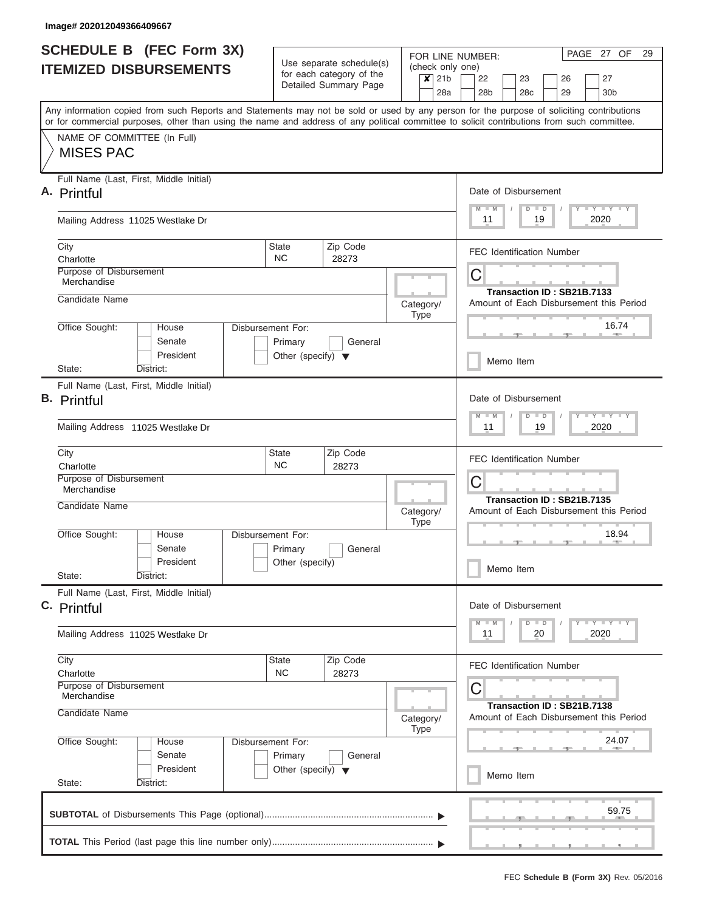Image# 202012049366409667

# SCHEDULE B (FEC Form 3X)
## ITEMIZED DISBURSEMENTS

Use separate schedule(s) for each category of the Detailed Summary Page

FOR LINE NUMBER: (check only one)

☒ 21b ☐ 22 ☐ 23 ☐ 26 ☐ 27
☐ 28a ☐ 28b ☐ 28c ☐ 29 ☐ 30b

PAGE 27 OF 29

Any information copied from such Reports and Statements may not be sold or used by any person for the purpose of soliciting contributions or for commercial purposes, other than using the name and address of any political committee to solicit contributions from such committee.

NAME OF COMMITTEE (In Full)

MISES PAC

---

**A.** Full Name (Last, First, Middle Initial): Printful

Mailing Address: 11025 Westlake Dr

City: Charlotte | State: NC | Zip Code: 28273

Purpose of Disbursement: Merchandise

Candidate Name:

Category/Type:

Office Sought: ☐ House ☐ Senate ☐ President

State: District:

Disbursement For: ☐ Primary ☐ General ☐ Other (specify)

Date of Disbursement: 11 / 19 / 2020

FEC Identification Number: C

Transaction ID : SB21B.7133

Amount of Each Disbursement this Period: 16.74

☐ Memo Item

---

**B.** Full Name (Last, First, Middle Initial): Printful

Mailing Address: 11025 Westlake Dr

City: Charlotte | State: NC | Zip Code: 28273

Purpose of Disbursement: Merchandise

Candidate Name:

Category/Type:

Office Sought: ☐ House ☐ Senate ☐ President

State: District:

Disbursement For: ☐ Primary ☐ General ☐ Other (specify)

Date of Disbursement: 11 / 19 / 2020

FEC Identification Number: C

Transaction ID : SB21B.7135

Amount of Each Disbursement this Period: 18.94

☐ Memo Item

---

**C.** Full Name (Last, First, Middle Initial): Printful

Mailing Address: 11025 Westlake Dr

City: Charlotte | State: NC | Zip Code: 28273

Purpose of Disbursement: Merchandise

Candidate Name:

Category/Type:

Office Sought: ☐ House ☐ Senate ☐ President

State: District:

Disbursement For: ☐ Primary ☐ General ☐ Other (specify)

Date of Disbursement: 11 / 20 / 2020

FEC Identification Number: C

Transaction ID : SB21B.7138

Amount of Each Disbursement this Period: 24.07

☐ Memo Item

---

**SUBTOTAL** of Disbursements This Page (optional): 59.75

**TOTAL** This Period (last page this line number only):

FEC **Schedule B (Form 3X)** Rev. 05/2016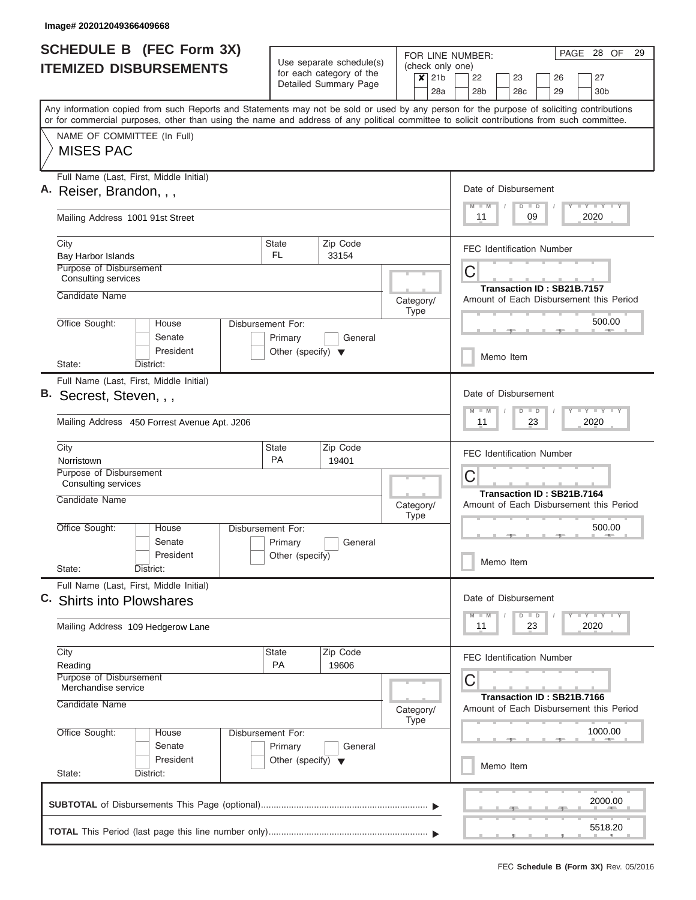Image# 202012049366409668

# SCHEDULE B (FEC Form 3X)
## ITEMIZED DISBURSEMENTS

Use separate schedule(s) for each category of the Detailed Summary Page

FOR LINE NUMBER: (check only one)

| | | | | | |
|---|---|---|---|---|---|
| ✗ 21b | 22 | 23 | 26 | 27 | |
| 28a | 28b | 28c | 29 | 30b | |

Any information copied from such Reports and Statements may not be sold or used by any person for the purpose of soliciting contributions or for commercial purposes, other than using the name and address of any political committee to solicit contributions from such committee.

NAME OF COMMITTEE (In Full)

MISES PAC

---

**A.** Full Name (Last, First, Middle Initial): Reiser, Brandon, , ,

Mailing Address: 1001 91st Street

City: Bay Harbor Islands | State: FL | Zip Code: 33154

Purpose of Disbursement: Consulting services

Candidate Name:

Category/Type:

Office Sought: House / Senate / President

Disbursement For: Primary / General / Other (specify)

State: District:

Date of Disbursement: 11 / 09 / 2020

FEC Identification Number: C

Transaction ID : SB21B.7157

Amount of Each Disbursement this Period: 500.00

Memo Item

---

**B.** Full Name (Last, First, Middle Initial): Secrest, Steven, , ,

Mailing Address: 450 Forrest Avenue Apt. J206

City: Norristown | State: PA | Zip Code: 19401

Purpose of Disbursement: Consulting services

Candidate Name:

Category/Type:

Office Sought: House / Senate / President

Disbursement For: Primary / General / Other (specify)

State: District:

Date of Disbursement: 11 / 23 / 2020

FEC Identification Number: C

Transaction ID : SB21B.7164

Amount of Each Disbursement this Period: 500.00

Memo Item

---

**C.** Full Name (Last, First, Middle Initial): Shirts into Plowshares

Mailing Address: 109 Hedgerow Lane

City: Reading | State: PA | Zip Code: 19606

Purpose of Disbursement: Merchandise service

Candidate Name:

Category/Type:

Office Sought: House / Senate / President

Disbursement For: Primary / General / Other (specify)

State: District:

Date of Disbursement: 11 / 23 / 2020

FEC Identification Number: C

Transaction ID : SB21B.7166

Amount of Each Disbursement this Period: 1000.00

Memo Item

---

**SUBTOTAL** of Disbursements This Page (optional): 2000.00

**TOTAL** This Period (last page this line number only): 5518.20

FEC **Schedule B (Form 3X)** Rev. 05/2016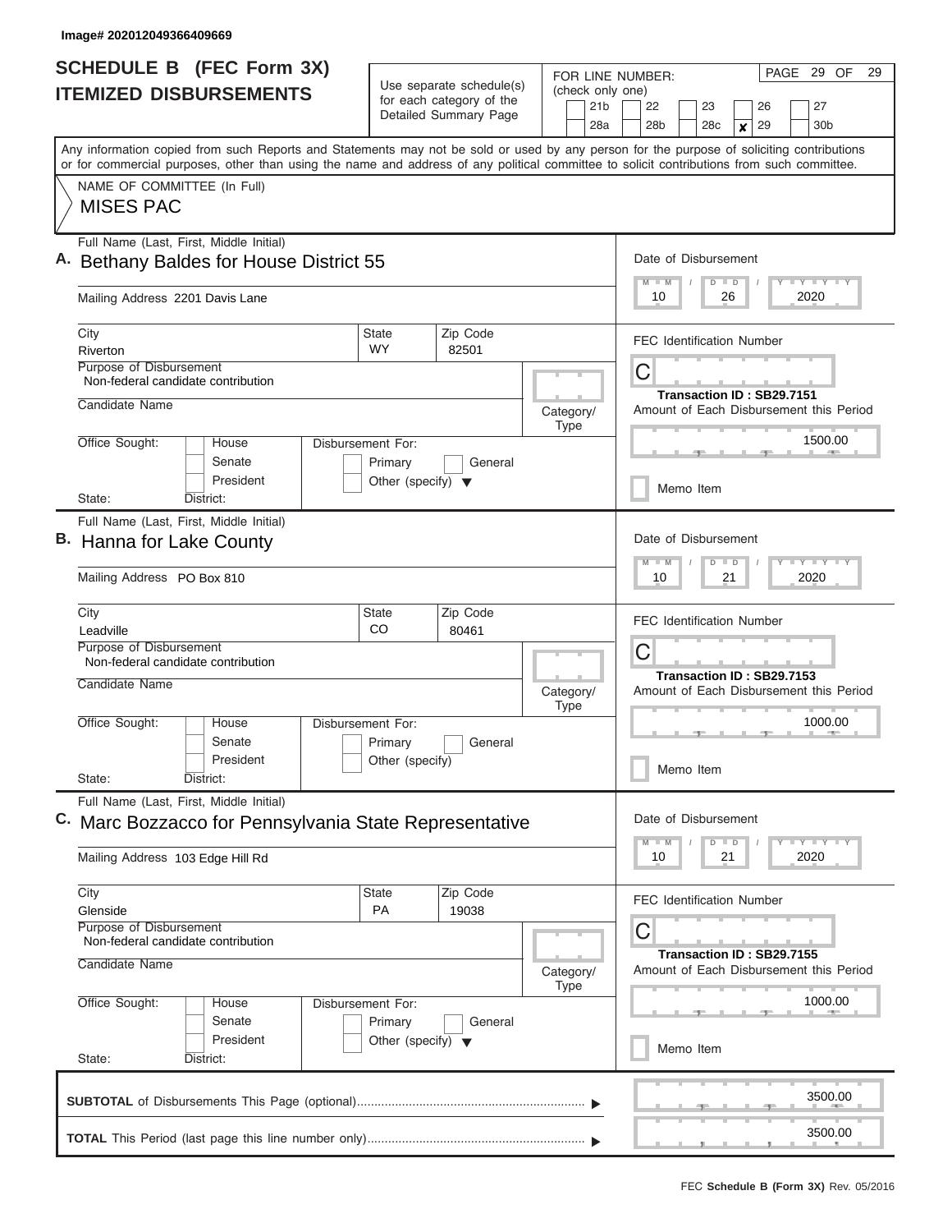Image# 202012049366409669

# SCHEDULE B (FEC Form 3X)
## ITEMIZED DISBURSEMENTS

Use separate schedule(s) for each category of the Detailed Summary Page

FOR LINE NUMBER: (check only one)

21b | 22 | 23 | 26 | 27
28a | 28b | 28c | ✘ 29 | 30b

PAGE 29 OF 29

Any information copied from such Reports and Statements may not be sold or used by any person for the purpose of soliciting contributions or for commercial purposes, other than using the name and address of any political committee to solicit contributions from such committee.

NAME OF COMMITTEE (In Full)

MISES PAC

---

**A.** Full Name (Last, First, Middle Initial)
Bethany Baldes for House District 55

Mailing Address 2201 Davis Lane

City: Riverton | State: WY | Zip Code: 82501

Purpose of Disbursement: Non-federal candidate contribution

Candidate Name:

Category/Type:

Office Sought: House / Senate / President
State: District:

Disbursement For: Primary / General / Other (specify)

Date of Disbursement: 10 / 26 / 2020

FEC Identification Number: C

Transaction ID : SB29.7151

Amount of Each Disbursement this Period: 1500.00

Memo Item

---

**B.** Full Name (Last, First, Middle Initial)
Hanna for Lake County

Mailing Address PO Box 810

City: Leadville | State: CO | Zip Code: 80461

Purpose of Disbursement: Non-federal candidate contribution

Candidate Name:

Category/Type:

Office Sought: House / Senate / President
State: District:

Disbursement For: Primary / General / Other (specify)

Date of Disbursement: 10 / 21 / 2020

FEC Identification Number: C

Transaction ID : SB29.7153

Amount of Each Disbursement this Period: 1000.00

Memo Item

---

**C.** Full Name (Last, First, Middle Initial)
Marc Bozzacco for Pennsylvania State Representative

Mailing Address 103 Edge Hill Rd

City: Glenside | State: PA | Zip Code: 19038

Purpose of Disbursement: Non-federal candidate contribution

Candidate Name:

Category/Type:

Office Sought: House / Senate / President
State: District:

Disbursement For: Primary / General / Other (specify)

Date of Disbursement: 10 / 21 / 2020

FEC Identification Number: C

Transaction ID : SB29.7155

Amount of Each Disbursement this Period: 1000.00

Memo Item

---

**SUBTOTAL** of Disbursements This Page (optional) ▶ 3500.00

**TOTAL** This Period (last page this line number only) ▶ 3500.00

FEC **Schedule B (Form 3X)** Rev. 05/2016